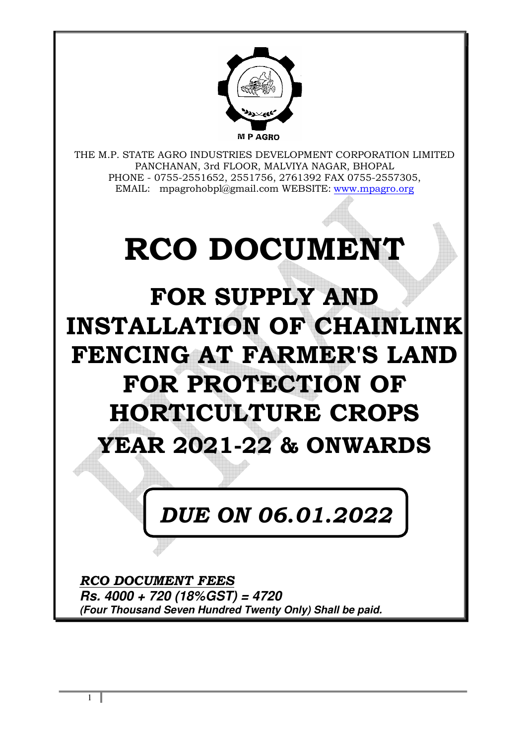M P AGRO

THE M.P. STATE AGRO INDUSTRIES DEVELOPMENT CORPORATION LIMITED
PANCHANAN, 3rd FLOOR, MALVIYA NAGAR, BHOPAL
PHONE - 0755-2551652, 2551756, 2761392 FAX 0755-2557305,
EMAIL: mpagrohobpl@gmail.com WEBSITE: www.mpagro.org

# RCO DOCUMENT

## FOR SUPPLY AND INSTALLATION OF CHAINLINK FENCING AT FARMER'S LAND FOR PROTECTION OF HORTICULTURE CROPS

## YEAR 2021-22 & ONWARDS

***DUE ON 06.01.2022***

***RCO DOCUMENT FEES***

***Rs. 4000 + 720 (18%GST) = 4720***

***(Four Thousand Seven Hundred Twenty Only) Shall be paid.***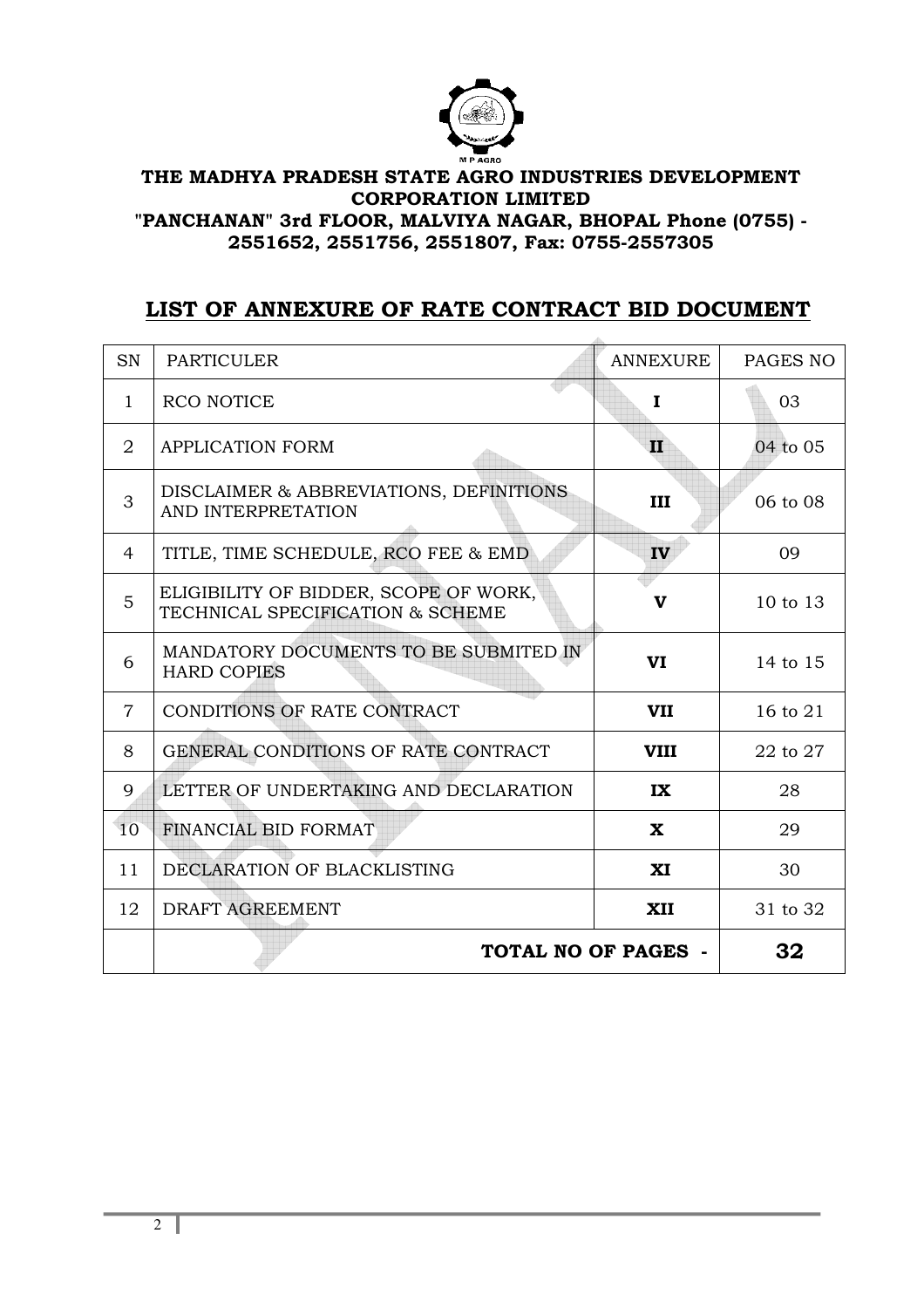**THE MADHYA PRADESH STATE AGRO INDUSTRIES DEVELOPMENT CORPORATION LIMITED**
**"PANCHANAN" 3rd FLOOR, MALVIYA NAGAR, BHOPAL Phone (0755) - 2551652, 2551756, 2551807, Fax: 0755-2557305**

## LIST OF ANNEXURE OF RATE CONTRACT BID DOCUMENT

| SN | PARTICULER | ANNEXURE | PAGES NO |
|---|---|---|---|
| 1 | RCO NOTICE | **I** | 03 |
| 2 | APPLICATION FORM | **II** | 04 to 05 |
| 3 | DISCLAIMER & ABBREVIATIONS, DEFINITIONS AND INTERPRETATION | **III** | 06 to 08 |
| 4 | TITLE, TIME SCHEDULE, RCO FEE & EMD | **IV** | 09 |
| 5 | ELIGIBILITY OF BIDDER, SCOPE OF WORK, TECHNICAL SPECIFICATION & SCHEME | **V** | 10 to 13 |
| 6 | MANDATORY DOCUMENTS TO BE SUBMITED IN HARD COPIES | **VI** | 14 to 15 |
| 7 | CONDITIONS OF RATE CONTRACT | **VII** | 16 to 21 |
| 8 | GENERAL CONDITIONS OF RATE CONTRACT | **VIII** | 22 to 27 |
| 9 | LETTER OF UNDERTAKING AND DECLARATION | **IX** | 28 |
| 10 | FINANCIAL BID FORMAT | **X** | 29 |
| 11 | DECLARATION OF BLACKLISTING | **XI** | 30 |
| 12 | DRAFT AGREEMENT | **XII** | 31 to 32 |
| | **TOTAL NO OF PAGES -** | | **32** |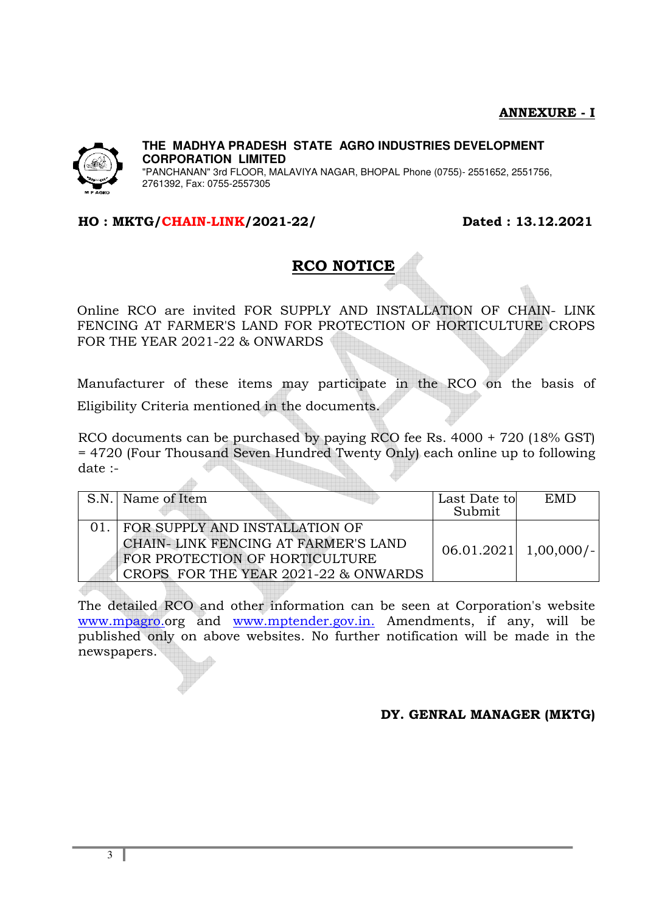**ANNEXURE - I**

**THE MADHYA PRADESH STATE AGRO INDUSTRIES DEVELOPMENT CORPORATION LIMITED**
"PANCHANAN" 3rd FLOOR, MALAVIYA NAGAR, BHOPAL Phone (0755)- 2551652, 2551756, 2761392, Fax: 0755-2557305

**HO : MKTG/CHAIN-LINK/2021-22/** **Dated : 13.12.2021**

## RCO NOTICE

Online RCO are invited FOR SUPPLY AND INSTALLATION OF CHAIN- LINK FENCING AT FARMER'S LAND FOR PROTECTION OF HORTICULTURE CROPS FOR THE YEAR 2021-22 & ONWARDS

Manufacturer of these items may participate in the RCO on the basis of Eligibility Criteria mentioned in the documents.

RCO documents can be purchased by paying RCO fee Rs. 4000 + 720 (18% GST) = 4720 (Four Thousand Seven Hundred Twenty Only) each online up to following date :-

| S.N. | Name of Item | Last Date to Submit | EMD |
|---|---|---|---|
| 01. | FOR SUPPLY AND INSTALLATION OF CHAIN- LINK FENCING AT FARMER'S LAND FOR PROTECTION OF HORTICULTURE CROPS FOR THE YEAR 2021-22 & ONWARDS | 06.01.2021 | 1,00,000/- |

The detailed RCO and other information can be seen at Corporation's website www.mpagro.org and www.mptender.gov.in. Amendments, if any, will be published only on above websites. No further notification will be made in the newspapers.

**DY. GENRAL MANAGER (MKTG)**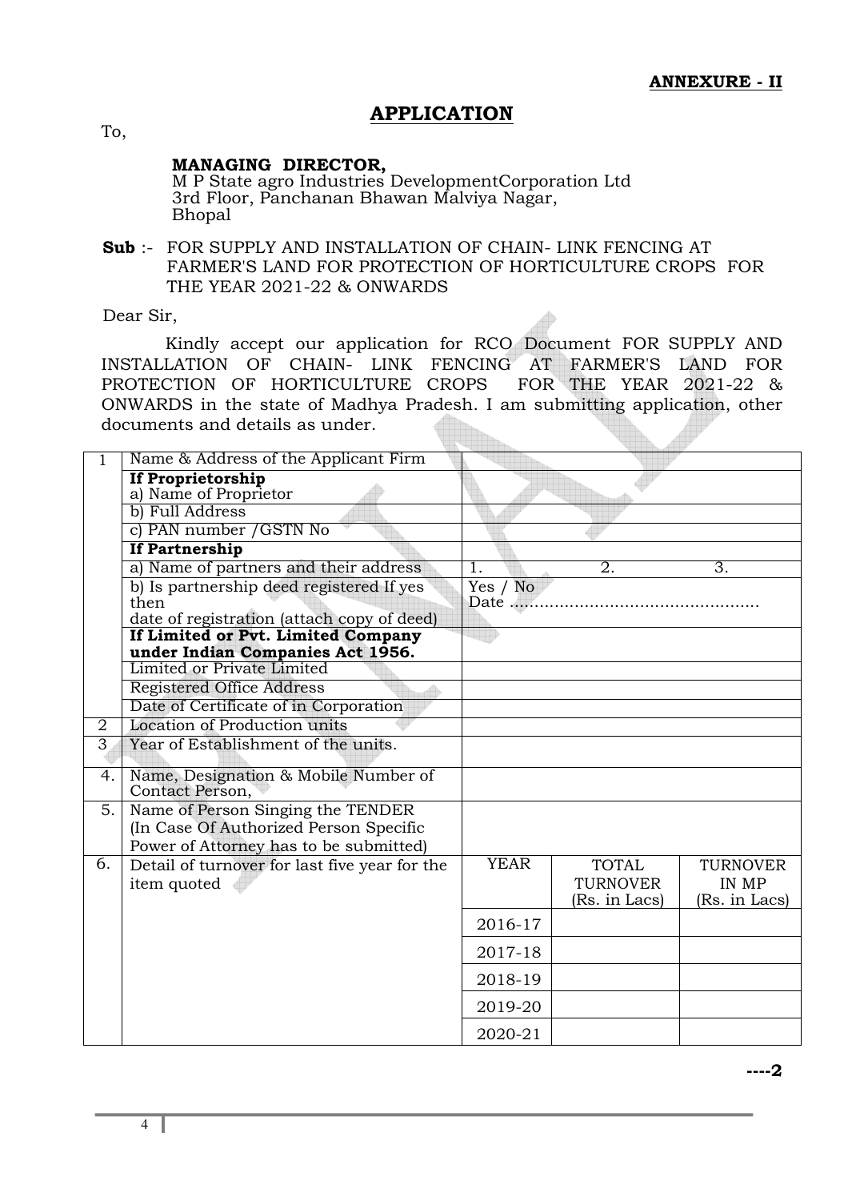**ANNEXURE - II**

# APPLICATION

To,

**MANAGING DIRECTOR,**
M P State agro Industries DevelopmentCorporation Ltd
3rd Floor, Panchanan Bhawan Malviya Nagar,
Bhopal

**Sub** :- FOR SUPPLY AND INSTALLATION OF CHAIN- LINK FENCING AT FARMER'S LAND FOR PROTECTION OF HORTICULTURE CROPS FOR THE YEAR 2021-22 & ONWARDS

Dear Sir,

Kindly accept our application for RCO Document FOR SUPPLY AND INSTALLATION OF CHAIN- LINK FENCING AT FARMER'S LAND FOR PROTECTION OF HORTICULTURE CROPS FOR THE YEAR 2021-22 & ONWARDS in the state of Madhya Pradesh. I am submitting application, other documents and details as under.

| | | | | |
|---|---|---|---|---|
| 1 | Name & Address of the Applicant Firm | | | |
| | **If Proprietorship**<br>a) Name of Proprietor | | | |
| | b) Full Address | | | |
| | c) PAN number /GSTN No | | | |
| | **If Partnership** | | | |
| | a) Name of partners and their address | 1. | 2. | 3. |
| | b) Is partnership deed registered If yes then<br>date of registration (attach copy of deed) | Yes / No<br>Date ................................................ | | |
| | **If Limited or Pvt. Limited Company under Indian Companies Act 1956.** | | | |
| | Limited or Private Limited | | | |
| | Registered Office Address | | | |
| | Date of Certificate of in Corporation | | | |
| 2 | Location of Production units | | | |
| 3 | Year of Establishment of the units. | | | |
| 4. | Name, Designation & Mobile Number of Contact Person, | | | |
| 5. | Name of Person Singing the TENDER (In Case Of Authorized Person Specific Power of Attorney has to be submitted) | | | |
| 6. | Detail of turnover for last five year for the item quoted | YEAR | TOTAL TURNOVER (Rs. in Lacs) | TURNOVER IN MP (Rs. in Lacs) |
| | | 2016-17 | | |
| | | 2017-18 | | |
| | | 2018-19 | | |
| | | 2019-20 | | |
| | | 2020-21 | | |

----2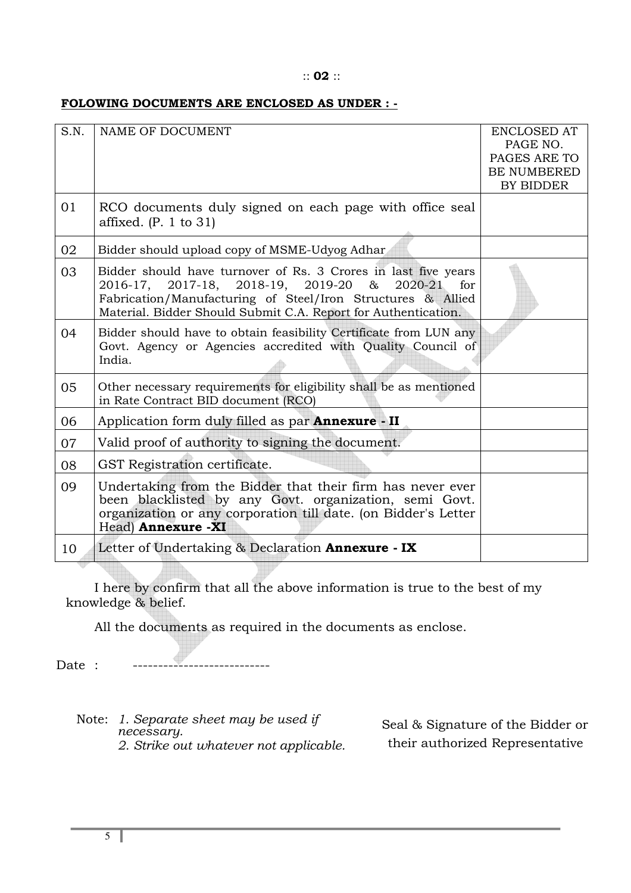:: **02** ::

**FOLOWING DOCUMENTS ARE ENCLOSED AS UNDER : -**

| S.N. | NAME OF DOCUMENT | ENCLOSED AT PAGE NO. PAGES ARE TO BE NUMBERED BY BIDDER |
|---|---|---|
| 01 | RCO documents duly signed on each page with office seal affixed. (P. 1 to 31) | |
| 02 | Bidder should upload copy of MSME-Udyog Adhar | |
| 03 | Bidder should have turnover of Rs. 3 Crores in last five years 2016-17, 2017-18, 2018-19, 2019-20 & 2020-21 for Fabrication/Manufacturing of Steel/Iron Structures & Allied Material. Bidder Should Submit C.A. Report for Authentication. | |
| 04 | Bidder should have to obtain feasibility Certificate from LUN any Govt. Agency or Agencies accredited with Quality Council of India. | |
| 05 | Other necessary requirements for eligibility shall be as mentioned in Rate Contract BID document (RCO) | |
| 06 | Application form duly filled as par **Annexure - II** | |
| 07 | Valid proof of authority to signing the document. | |
| 08 | GST Registration certificate. | |
| 09 | Undertaking from the Bidder that their firm has never ever been blacklisted by any Govt. organization, semi Govt. organization or any corporation till date. (on Bidder's Letter Head) **Annexure -XI** | |
| 10 | Letter of Undertaking & Declaration **Annexure - IX** | |

I here by confirm that all the above information is true to the best of my knowledge & belief.

All the documents as required in the documents as enclose.

Date : ---------------------------

Note: *1. Separate sheet may be used if necessary.*
*2. Strike out whatever not applicable.*

Seal & Signature of the Bidder or their authorized Representative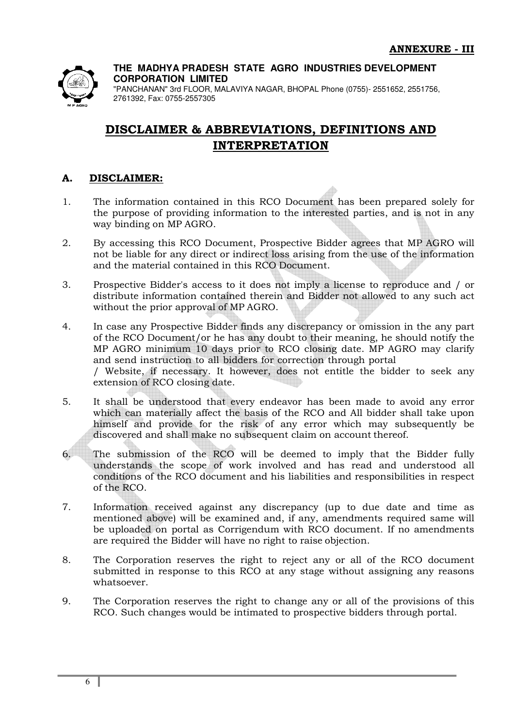**ANNEXURE - III**

**THE MADHYA PRADESH STATE AGRO INDUSTRIES DEVELOPMENT CORPORATION LIMITED**
"PANCHANAN" 3rd FLOOR, MALAVIYA NAGAR, BHOPAL Phone (0755)- 2551652, 2551756, 2761392, Fax: 0755-2557305

# DISCLAIMER & ABBREVIATIONS, DEFINITIONS AND INTERPRETATION

## A. DISCLAIMER:

1. The information contained in this RCO Document has been prepared solely for the purpose of providing information to the interested parties, and is not in any way binding on MP AGRO.

2. By accessing this RCO Document, Prospective Bidder agrees that MP AGRO will not be liable for any direct or indirect loss arising from the use of the information and the material contained in this RCO Document.

3. Prospective Bidder's access to it does not imply a license to reproduce and / or distribute information contained therein and Bidder not allowed to any such act without the prior approval of MP AGRO.

4. In case any Prospective Bidder finds any discrepancy or omission in the any part of the RCO Document/or he has any doubt to their meaning, he should notify the MP AGRO minimum 10 days prior to RCO closing date. MP AGRO may clarify and send instruction to all bidders for correction through portal / Website, if necessary. It however, does not entitle the bidder to seek any extension of RCO closing date.

5. It shall be understood that every endeavor has been made to avoid any error which can materially affect the basis of the RCO and All bidder shall take upon himself and provide for the risk of any error which may subsequently be discovered and shall make no subsequent claim on account thereof.

6. The submission of the RCO will be deemed to imply that the Bidder fully understands the scope of work involved and has read and understood all conditions of the RCO document and his liabilities and responsibilities in respect of the RCO.

7. Information received against any discrepancy (up to due date and time as mentioned above) will be examined and, if any, amendments required same will be uploaded on portal as Corrigendum with RCO document. If no amendments are required the Bidder will have no right to raise objection.

8. The Corporation reserves the right to reject any or all of the RCO document submitted in response to this RCO at any stage without assigning any reasons whatsoever.

9. The Corporation reserves the right to change any or all of the provisions of this RCO. Such changes would be intimated to prospective bidders through portal.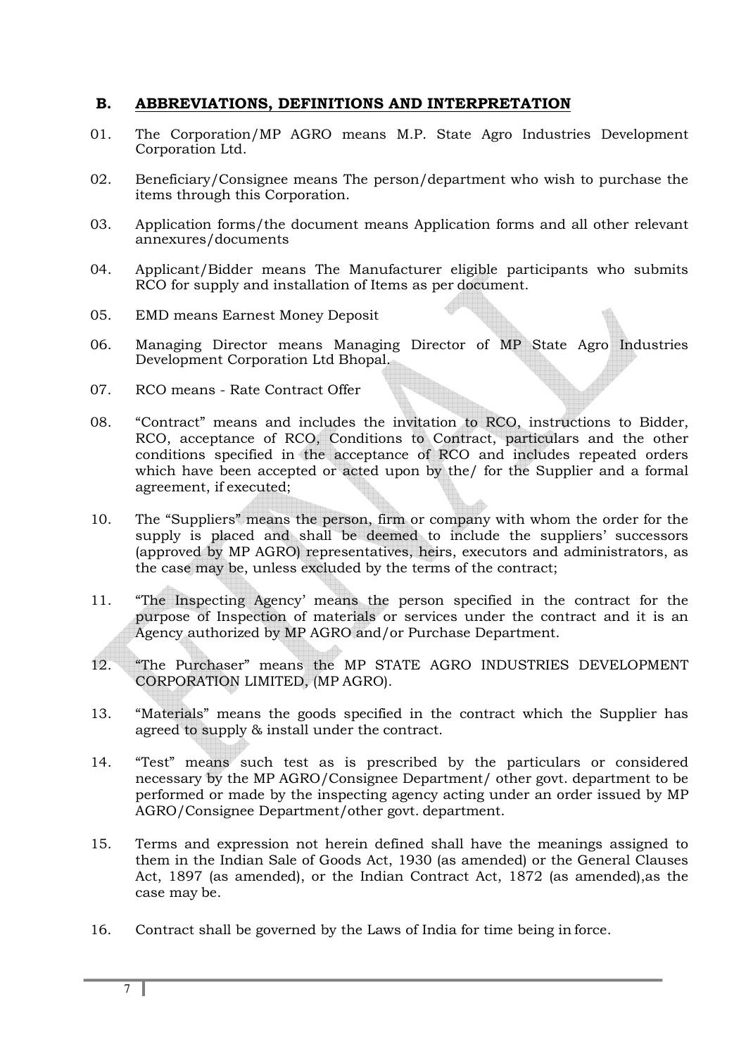## B. ABBREVIATIONS, DEFINITIONS AND INTERPRETATION

01. The Corporation/MP AGRO means M.P. State Agro Industries Development Corporation Ltd.

02. Beneficiary/Consignee means The person/department who wish to purchase the items through this Corporation.

03. Application forms/the document means Application forms and all other relevant annexures/documents

04. Applicant/Bidder means The Manufacturer eligible participants who submits RCO for supply and installation of Items as per document.

05. EMD means Earnest Money Deposit

06. Managing Director means Managing Director of MP State Agro Industries Development Corporation Ltd Bhopal.

07. RCO means - Rate Contract Offer

08. "Contract" means and includes the invitation to RCO, instructions to Bidder, RCO, acceptance of RCO, Conditions to Contract, particulars and the other conditions specified in the acceptance of RCO and includes repeated orders which have been accepted or acted upon by the/ for the Supplier and a formal agreement, if executed;

10. The "Suppliers" means the person, firm or company with whom the order for the supply is placed and shall be deemed to include the suppliers' successors (approved by MP AGRO) representatives, heirs, executors and administrators, as the case may be, unless excluded by the terms of the contract;

11. "The Inspecting Agency' means the person specified in the contract for the purpose of Inspection of materials or services under the contract and it is an Agency authorized by MP AGRO and/or Purchase Department.

12. "The Purchaser" means the MP STATE AGRO INDUSTRIES DEVELOPMENT CORPORATION LIMITED, (MP AGRO).

13. "Materials" means the goods specified in the contract which the Supplier has agreed to supply & install under the contract.

14. "Test" means such test as is prescribed by the particulars or considered necessary by the MP AGRO/Consignee Department/ other govt. department to be performed or made by the inspecting agency acting under an order issued by MP AGRO/Consignee Department/other govt. department.

15. Terms and expression not herein defined shall have the meanings assigned to them in the Indian Sale of Goods Act, 1930 (as amended) or the General Clauses Act, 1897 (as amended), or the Indian Contract Act, 1872 (as amended),as the case may be.

16. Contract shall be governed by the Laws of India for time being in force.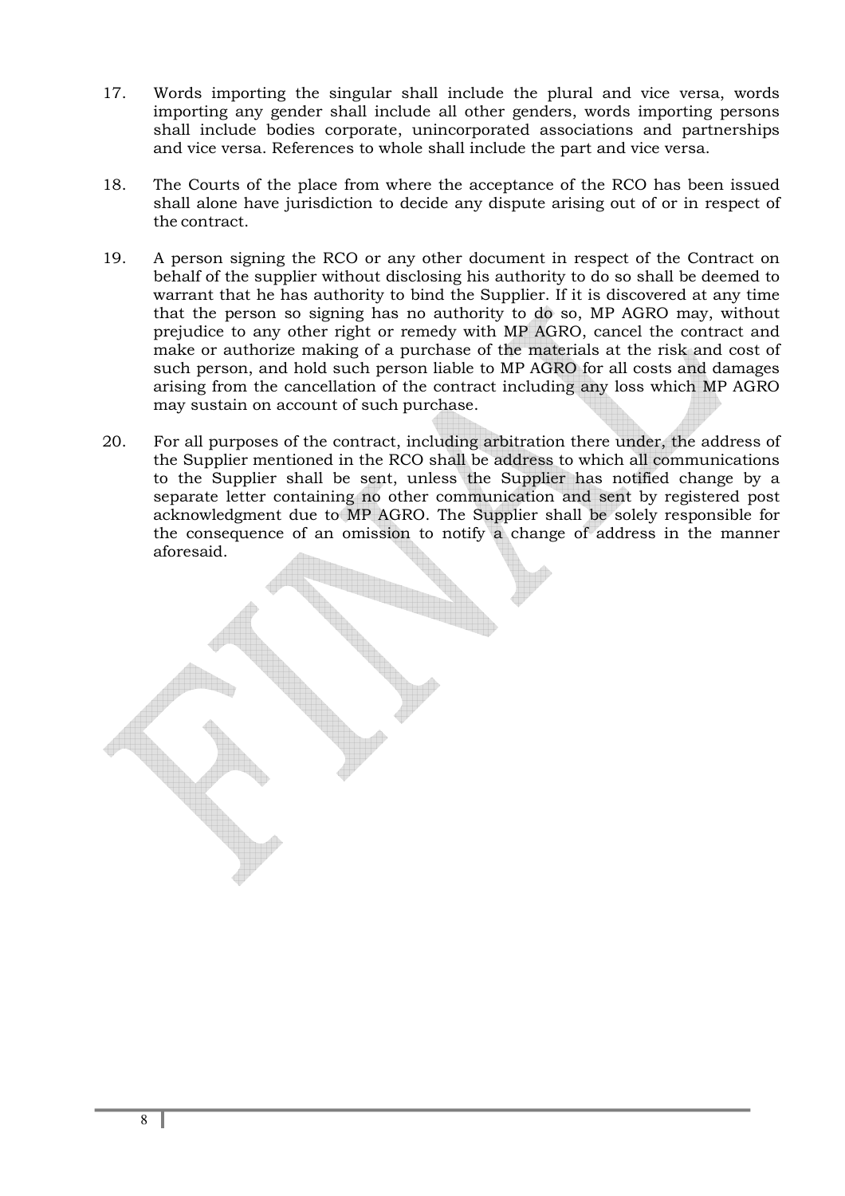17. Words importing the singular shall include the plural and vice versa, words importing any gender shall include all other genders, words importing persons shall include bodies corporate, unincorporated associations and partnerships and vice versa. References to whole shall include the part and vice versa.

18. The Courts of the place from where the acceptance of the RCO has been issued shall alone have jurisdiction to decide any dispute arising out of or in respect of the contract.

19. A person signing the RCO or any other document in respect of the Contract on behalf of the supplier without disclosing his authority to do so shall be deemed to warrant that he has authority to bind the Supplier. If it is discovered at any time that the person so signing has no authority to do so, MP AGRO may, without prejudice to any other right or remedy with MP AGRO, cancel the contract and make or authorize making of a purchase of the materials at the risk and cost of such person, and hold such person liable to MP AGRO for all costs and damages arising from the cancellation of the contract including any loss which MP AGRO may sustain on account of such purchase.

20. For all purposes of the contract, including arbitration there under, the address of the Supplier mentioned in the RCO shall be address to which all communications to the Supplier shall be sent, unless the Supplier has notified change by a separate letter containing no other communication and sent by registered post acknowledgment due to MP AGRO. The Supplier shall be solely responsible for the consequence of an omission to notify a change of address in the manner aforesaid.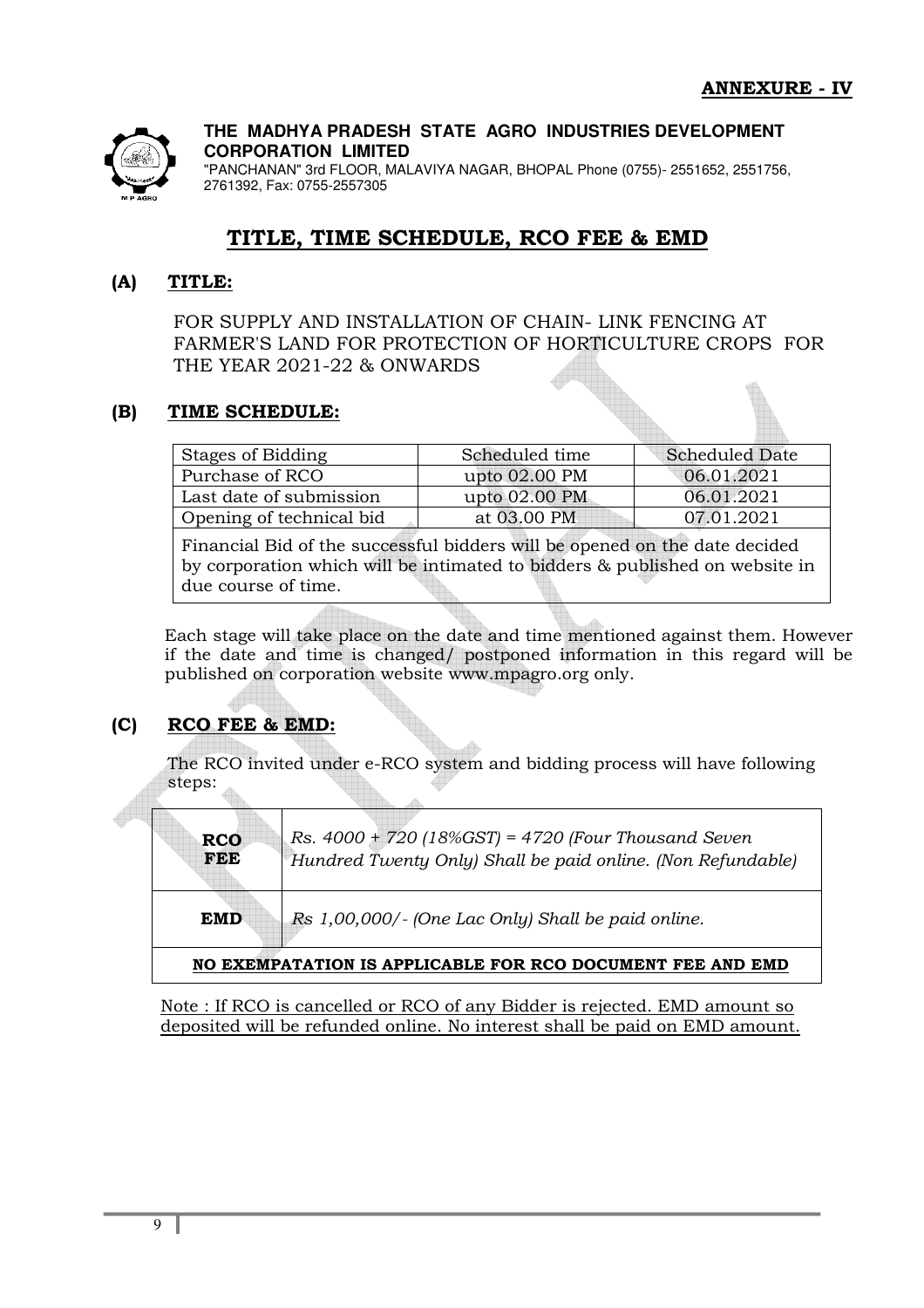**ANNEXURE - IV**

**THE MADHYA PRADESH STATE AGRO INDUSTRIES DEVELOPMENT CORPORATION LIMITED**
"PANCHANAN" 3rd FLOOR, MALAVIYA NAGAR, BHOPAL Phone (0755)- 2551652, 2551756, 2761392, Fax: 0755-2557305

# TITLE, TIME SCHEDULE, RCO FEE & EMD

## (A) TITLE:

FOR SUPPLY AND INSTALLATION OF CHAIN- LINK FENCING AT FARMER'S LAND FOR PROTECTION OF HORTICULTURE CROPS FOR THE YEAR 2021-22 & ONWARDS

## (B) TIME SCHEDULE:

| Stages of Bidding | Scheduled time | Scheduled Date |
|---|---|---|
| Purchase of RCO | upto 02.00 PM | 06.01.2021 |
| Last date of submission | upto 02.00 PM | 06.01.2021 |
| Opening of technical bid | at 03.00 PM | 07.01.2021 |
| Financial Bid of the successful bidders will be opened on the date decided by corporation which will be intimated to bidders & published on website in due course of time. | | |

Each stage will take place on the date and time mentioned against them. However if the date and time is changed/ postponed information in this regard will be published on corporation website www.mpagro.org only.

## (C) RCO FEE & EMD:

The RCO invited under e-RCO system and bidding process will have following steps:

| | |
|---|---|
| **RCO FEE** | *Rs. 4000 + 720 (18%GST) = 4720 (Four Thousand Seven Hundred Twenty Only) Shall be paid online. (Non Refundable)* |
| **EMD** | *Rs 1,00,000/- (One Lac Only) Shall be paid online.* |
| **NO EXEMPATATION IS APPLICABLE FOR RCO DOCUMENT FEE AND EMD** | |

Note : If RCO is cancelled or RCO of any Bidder is rejected. EMD amount so deposited will be refunded online. No interest shall be paid on EMD amount.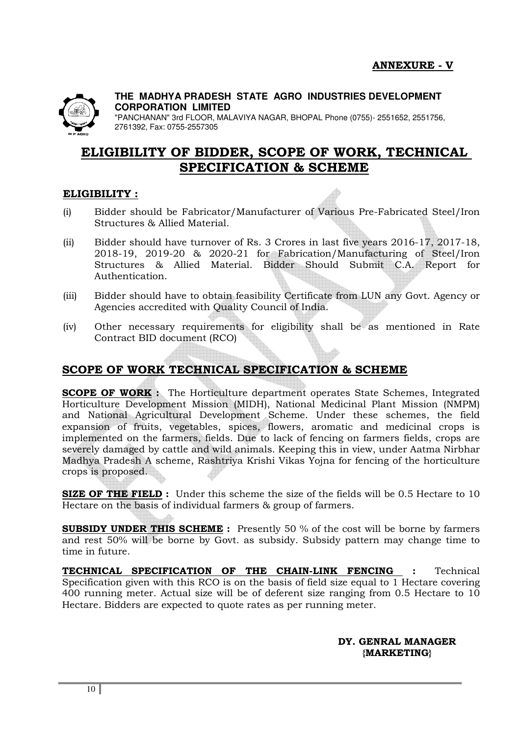**ANNEXURE - V**

**THE MADHYA PRADESH STATE AGRO INDUSTRIES DEVELOPMENT CORPORATION LIMITED**
"PANCHANAN" 3rd FLOOR, MALAVIYA NAGAR, BHOPAL Phone (0755)- 2551652, 2551756, 2761392, Fax: 0755-2557305

# ELIGIBILITY OF BIDDER, SCOPE OF WORK, TECHNICAL SPECIFICATION & SCHEME

## ELIGIBILITY :

(i) Bidder should be Fabricator/Manufacturer of Various Pre-Fabricated Steel/Iron Structures & Allied Material.

(ii) Bidder should have turnover of Rs. 3 Crores in last five years 2016-17, 2017-18, 2018-19, 2019-20 & 2020-21 for Fabrication/Manufacturing of Steel/Iron Structures & Allied Material. Bidder Should Submit C.A. Report for Authentication.

(iii) Bidder should have to obtain feasibility Certificate from LUN any Govt. Agency or Agencies accredited with Quality Council of India.

(iv) Other necessary requirements for eligibility shall be as mentioned in Rate Contract BID document (RCO)

## SCOPE OF WORK TECHNICAL SPECIFICATION & SCHEME

**SCOPE OF WORK :** The Horticulture department operates State Schemes, Integrated Horticulture Development Mission (MIDH), National Medicinal Plant Mission (NMPM) and National Agricultural Development Scheme. Under these schemes, the field expansion of fruits, vegetables, spices, flowers, aromatic and medicinal crops is implemented on the farmers, fields. Due to lack of fencing on farmers fields, crops are severely damaged by cattle and wild animals. Keeping this in view, under Aatma Nirbhar Madhya Pradesh A scheme, Rashtriya Krishi Vikas Yojna for fencing of the horticulture crops is proposed.

**SIZE OF THE FIELD :** Under this scheme the size of the fields will be 0.5 Hectare to 10 Hectare on the basis of individual farmers & group of farmers.

**SUBSIDY UNDER THIS SCHEME :** Presently 50 % of the cost will be borne by farmers and rest 50% will be borne by Govt. as subsidy. Subsidy pattern may change time to time in future.

**TECHNICAL SPECIFICATION OF THE CHAIN-LINK FENCING :** Technical Specification given with this RCO is on the basis of field size equal to 1 Hectare covering 400 running meter. Actual size will be of deferent size ranging from 0.5 Hectare to 10 Hectare. Bidders are expected to quote rates as per running meter.

**DY. GENRAL MANAGER**
**{MARKETING}**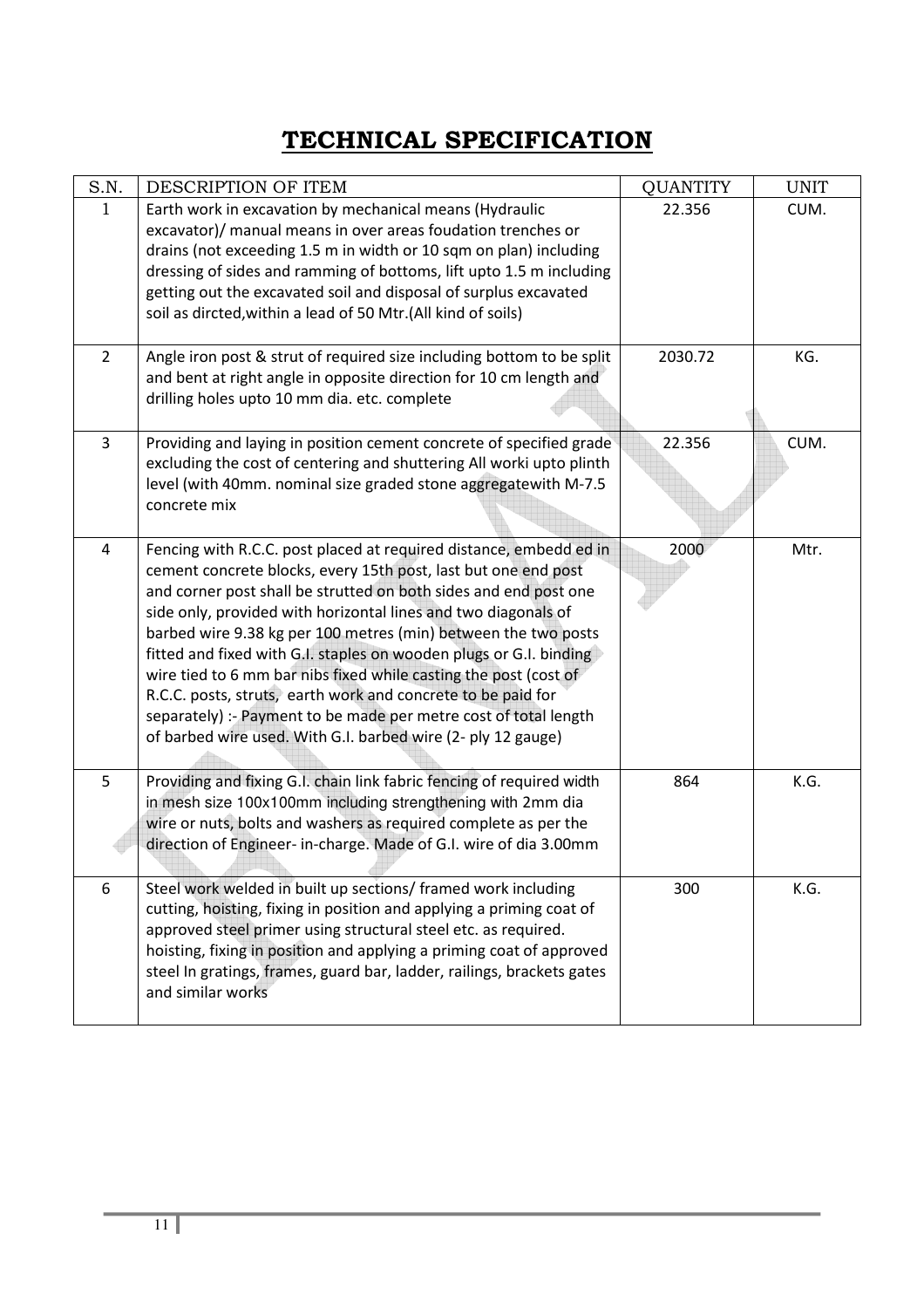# TECHNICAL SPECIFICATION

| S.N. | DESCRIPTION OF ITEM | QUANTITY | UNIT |
|---|---|---|---|
| 1 | Earth work in excavation by mechanical means (Hydraulic excavator)/ manual means in over areas foudation trenches or drains (not exceeding 1.5 m in width or 10 sqm on plan) including dressing of sides and ramming of bottoms, lift upto 1.5 m including getting out the excavated soil and disposal of surplus excavated soil as dircted,within a lead of 50 Mtr.(All kind of soils) | 22.356 | CUM. |
| 2 | Angle iron post & strut of required size including bottom to be split and bent at right angle in opposite direction for 10 cm length and drilling holes upto 10 mm dia. etc. complete | 2030.72 | KG. |
| 3 | Providing and laying in position cement concrete of specified grade excluding the cost of centering and shuttering All worki upto plinth level (with 40mm. nominal size graded stone aggregatewith M-7.5 concrete mix | 22.356 | CUM. |
| 4 | Fencing with R.C.C. post placed at required distance, embedd ed in cement concrete blocks, every 15th post, last but one end post and corner post shall be strutted on both sides and end post one side only, provided with horizontal lines and two diagonals of barbed wire 9.38 kg per 100 metres (min) between the two posts fitted and fixed with G.I. staples on wooden plugs or G.I. binding wire tied to 6 mm bar nibs fixed while casting the post (cost of R.C.C. posts, struts, earth work and concrete to be paid for separately) :- Payment to be made per metre cost of total length of barbed wire used. With G.I. barbed wire (2- ply 12 gauge) | 2000 | Mtr. |
| 5 | Providing and fixing G.I. chain link fabric fencing of required width in mesh size 100x100mm including strengthening with 2mm dia wire or nuts, bolts and washers as required complete as per the direction of Engineer- in-charge. Made of G.I. wire of dia 3.00mm | 864 | K.G. |
| 6 | Steel work welded in built up sections/ framed work including cutting, hoisting, fixing in position and applying a priming coat of approved steel primer using structural steel etc. as required. hoisting, fixing in position and applying a priming coat of approved steel In gratings, frames, guard bar, ladder, railings, brackets gates and similar works | 300 | K.G. |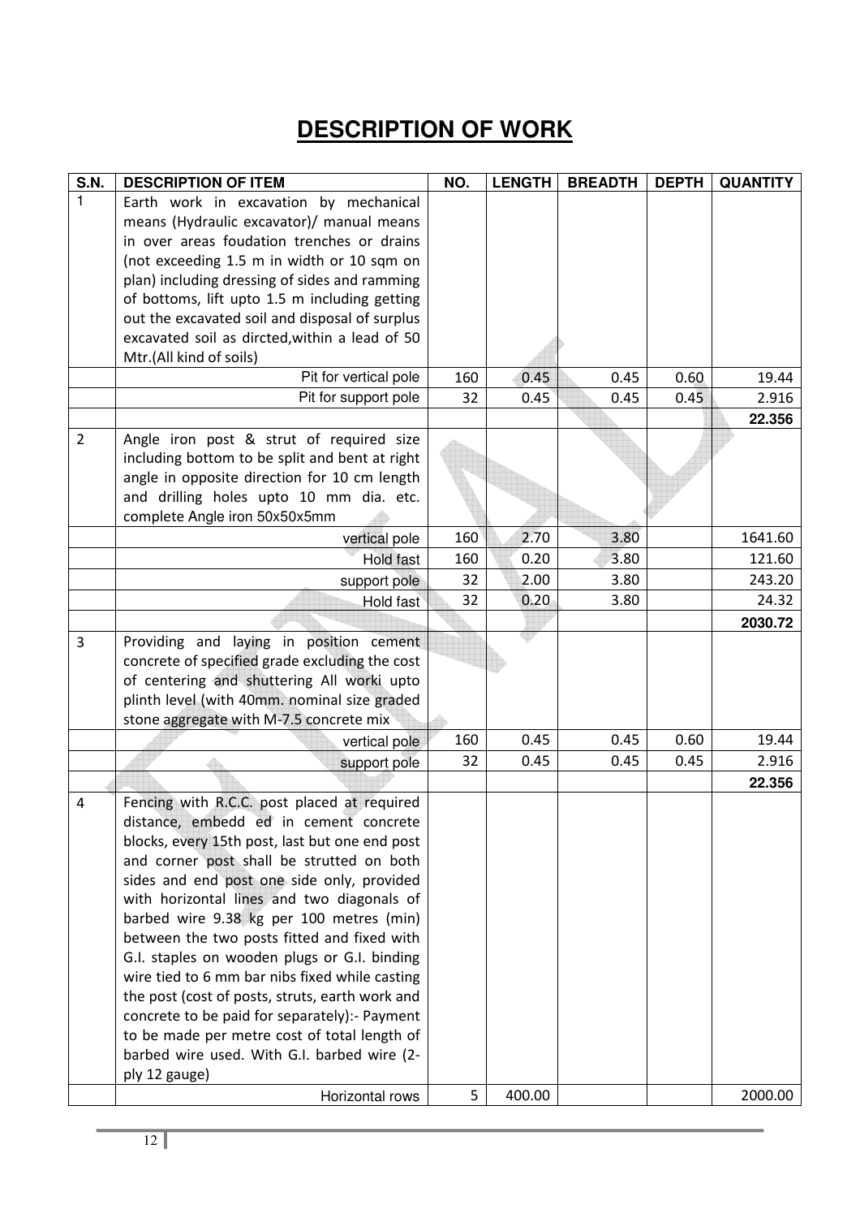# DESCRIPTION OF WORK

| S.N. | DESCRIPTION OF ITEM | NO. | LENGTH | BREADTH | DEPTH | QUANTITY |
|---|---|---|---|---|---|---|
| 1 | Earth work in excavation by mechanical means (Hydraulic excavator)/ manual means in over areas foudation trenches or drains (not exceeding 1.5 m in width or 10 sqm on plan) including dressing of sides and ramming of bottoms, lift upto 1.5 m including getting out the excavated soil and disposal of surplus excavated soil as dircted,within a lead of 50 Mtr.(All kind of soils) | | | | | |
| | Pit for vertical pole | 160 | 0.45 | 0.45 | 0.60 | 19.44 |
| | Pit for support pole | 32 | 0.45 | 0.45 | 0.45 | 2.916 |
| | | | | | | **22.356** |
| 2 | Angle iron post & strut of required size including bottom to be split and bent at right angle in opposite direction for 10 cm length and drilling holes upto 10 mm dia. etc. complete Angle iron 50x50x5mm | | | | | |
| | vertical pole | 160 | 2.70 | 3.80 | | 1641.60 |
| | Hold fast | 160 | 0.20 | 3.80 | | 121.60 |
| | support pole | 32 | 2.00 | 3.80 | | 243.20 |
| | Hold fast | 32 | 0.20 | 3.80 | | 24.32 |
| | | | | | | **2030.72** |
| 3 | Providing and laying in position cement concrete of specified grade excluding the cost of centering and shuttering All worki upto plinth level (with 40mm. nominal size graded stone aggregate with M-7.5 concrete mix | | | | | |
| | vertical pole | 160 | 0.45 | 0.45 | 0.60 | 19.44 |
| | support pole | 32 | 0.45 | 0.45 | 0.45 | 2.916 |
| | | | | | | **22.356** |
| 4 | Fencing with R.C.C. post placed at required distance, embedd ed in cement concrete blocks, every 15th post, last but one end post and corner post shall be strutted on both sides and end post one side only, provided with horizontal lines and two diagonals of barbed wire 9.38 kg per 100 metres (min) between the two posts fitted and fixed with G.I. staples on wooden plugs or G.I. binding wire tied to 6 mm bar nibs fixed while casting the post (cost of posts, struts, earth work and concrete to be paid for separately):- Payment to be made per metre cost of total length of barbed wire used. With G.I. barbed wire (2-ply 12 gauge) | | | | | |
| | Horizontal rows | 5 | 400.00 | | | 2000.00 |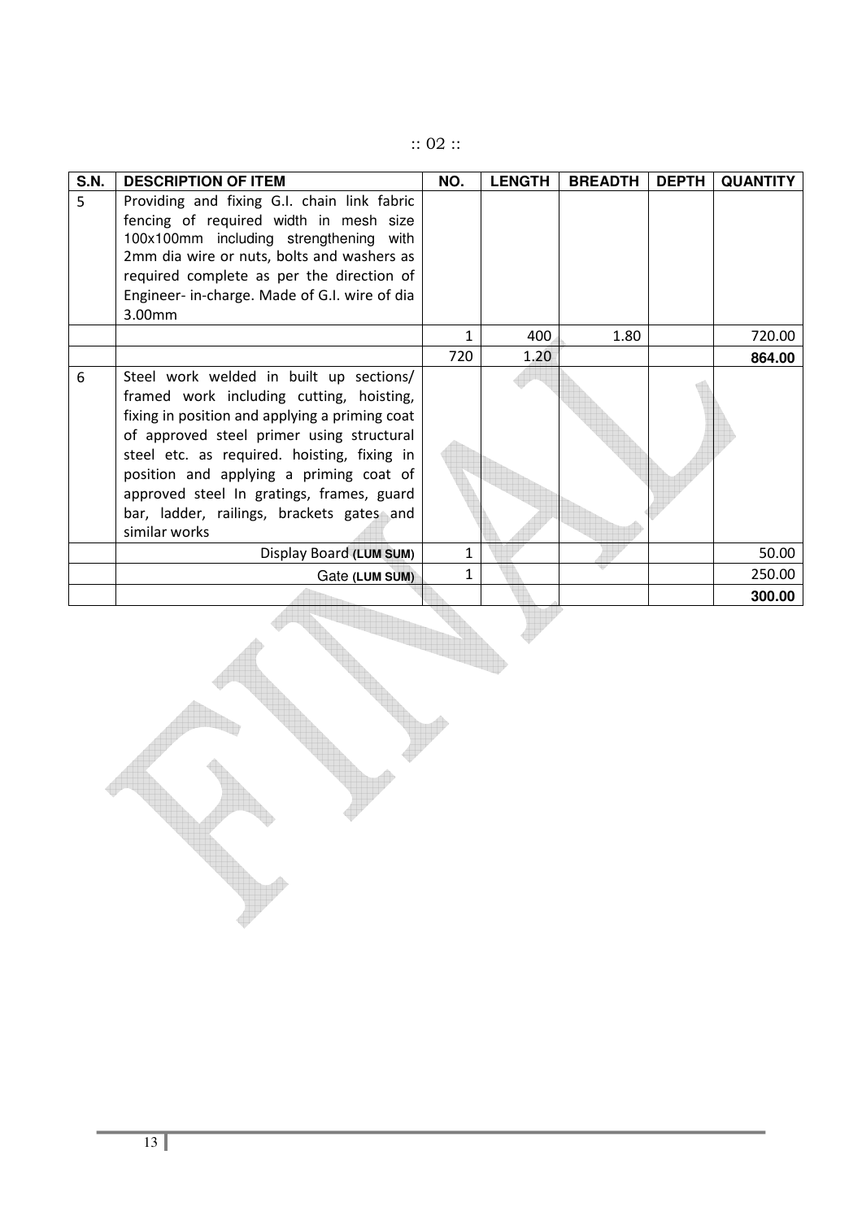:: 02 ::

| S.N. | DESCRIPTION OF ITEM | NO. | LENGTH | BREADTH | DEPTH | QUANTITY |
|---|---|---|---|---|---|---|
| 5 | Providing and fixing G.I. chain link fabric fencing of required width in mesh size 100x100mm including strengthening with 2mm dia wire or nuts, bolts and washers as required complete as per the direction of Engineer- in-charge. Made of G.I. wire of dia 3.00mm | | | | | |
| | | 1 | 400 | 1.80 | | 720.00 |
| | | 720 | 1.20 | | | **864.00** |
| 6 | Steel work welded in built up sections/ framed work including cutting, hoisting, fixing in position and applying a priming coat of approved steel primer using structural steel etc. as required. hoisting, fixing in position and applying a priming coat of approved steel In gratings, frames, guard bar, ladder, railings, brackets gates and similar works | | | | | |
| | Display Board **(LUM SUM)** | 1 | | | | 50.00 |
| | Gate **(LUM SUM)** | 1 | | | | 250.00 |
| | | | | | | **300.00** |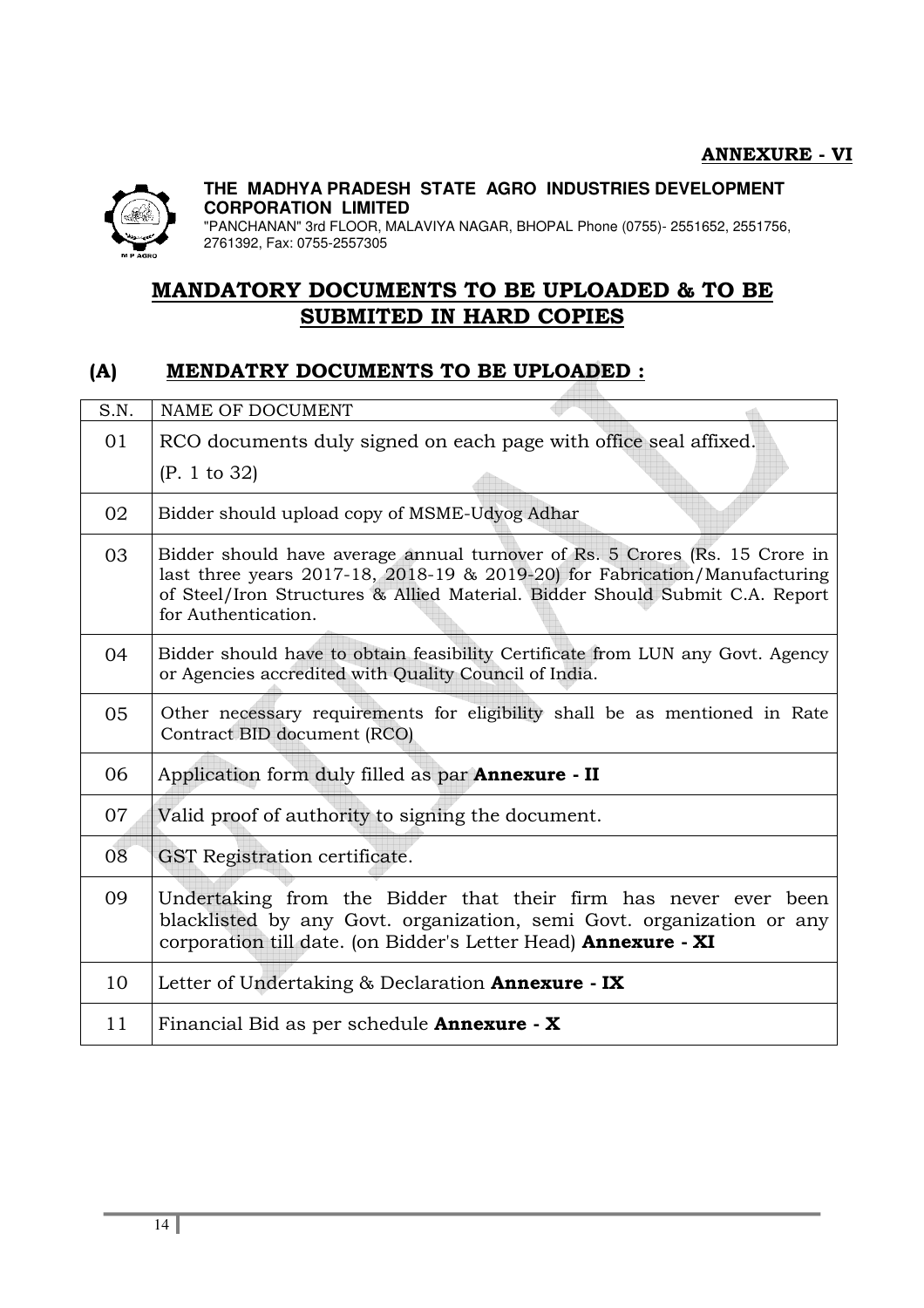**ANNEXURE - VI**

**THE MADHYA PRADESH STATE AGRO INDUSTRIES DEVELOPMENT CORPORATION LIMITED**
"PANCHANAN" 3rd FLOOR, MALAVIYA NAGAR, BHOPAL Phone (0755)- 2551652, 2551756, 2761392, Fax: 0755-2557305

# MANDATORY DOCUMENTS TO BE UPLOADED & TO BE SUBMITED IN HARD COPIES

## (A) MENDATRY DOCUMENTS TO BE UPLOADED :

| S.N. | NAME OF DOCUMENT |
|---|---|
| 01 | RCO documents duly signed on each page with office seal affixed. (P. 1 to 32) |
| 02 | Bidder should upload copy of MSME-Udyog Adhar |
| 03 | Bidder should have average annual turnover of Rs. 5 Crores (Rs. 15 Crore in last three years 2017-18, 2018-19 & 2019-20) for Fabrication/Manufacturing of Steel/Iron Structures & Allied Material. Bidder Should Submit C.A. Report for Authentication. |
| 04 | Bidder should have to obtain feasibility Certificate from LUN any Govt. Agency or Agencies accredited with Quality Council of India. |
| 05 | Other necessary requirements for eligibility shall be as mentioned in Rate Contract BID document (RCO) |
| 06 | Application form duly filled as par **Annexure - II** |
| 07 | Valid proof of authority to signing the document. |
| 08 | GST Registration certificate. |
| 09 | Undertaking from the Bidder that their firm has never ever been blacklisted by any Govt. organization, semi Govt. organization or any corporation till date. (on Bidder's Letter Head) **Annexure - XI** |
| 10 | Letter of Undertaking & Declaration **Annexure - IX** |
| 11 | Financial Bid as per schedule **Annexure - X** |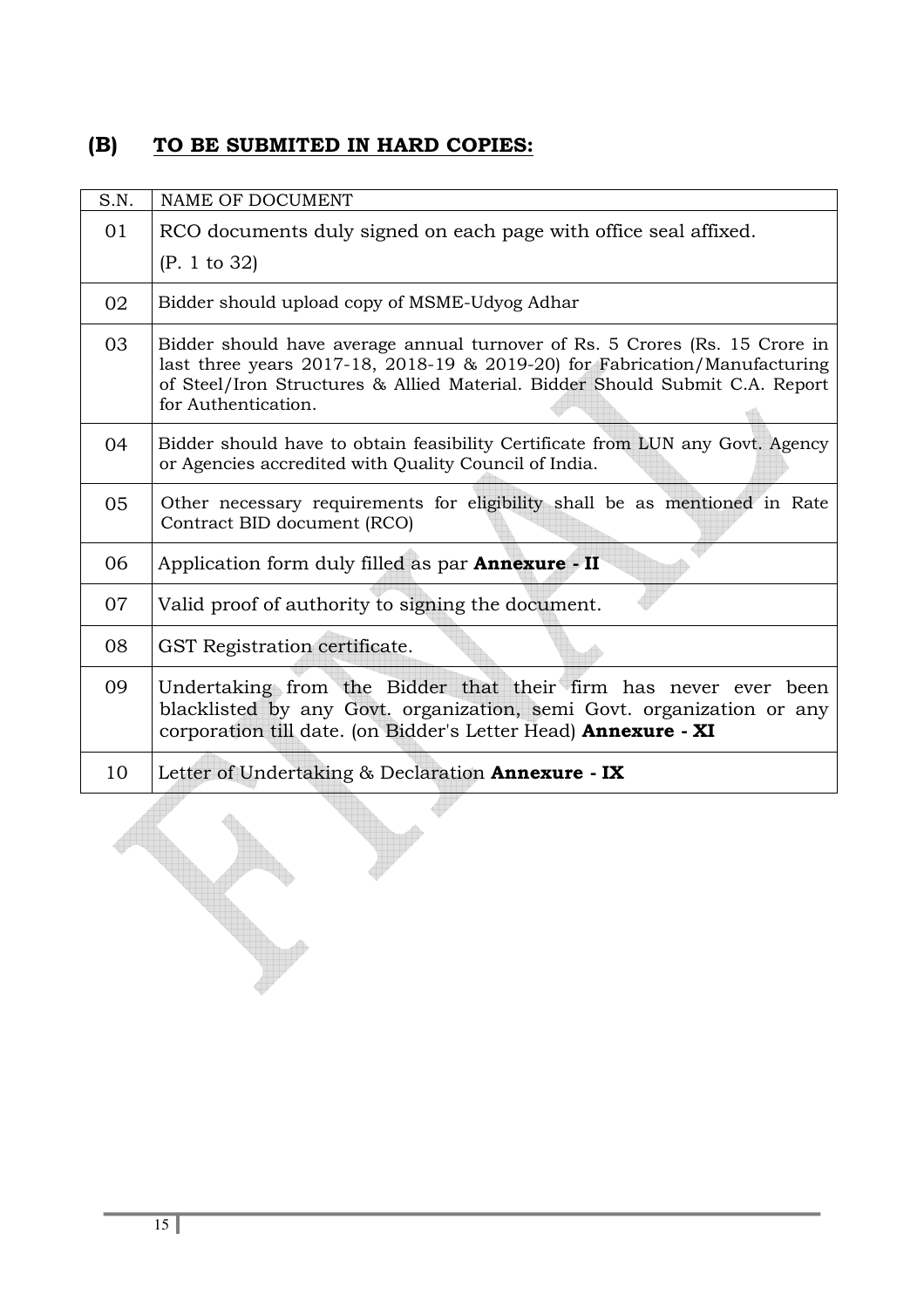## (B) TO BE SUBMITED IN HARD COPIES:

| S.N. | NAME OF DOCUMENT |
|---|---|
| 01 | RCO documents duly signed on each page with office seal affixed.<br>(P. 1 to 32) |
| 02 | Bidder should upload copy of MSME-Udyog Adhar |
| 03 | Bidder should have average annual turnover of Rs. 5 Crores (Rs. 15 Crore in last three years 2017-18, 2018-19 & 2019-20) for Fabrication/Manufacturing of Steel/Iron Structures & Allied Material. Bidder Should Submit C.A. Report for Authentication. |
| 04 | Bidder should have to obtain feasibility Certificate from LUN any Govt. Agency or Agencies accredited with Quality Council of India. |
| 05 | Other necessary requirements for eligibility shall be as mentioned in Rate Contract BID document (RCO) |
| 06 | Application form duly filled as par **Annexure - II** |
| 07 | Valid proof of authority to signing the document. |
| 08 | GST Registration certificate. |
| 09 | Undertaking from the Bidder that their firm has never ever been blacklisted by any Govt. organization, semi Govt. organization or any corporation till date. (on Bidder's Letter Head) **Annexure - XI** |
| 10 | Letter of Undertaking & Declaration **Annexure - IX** |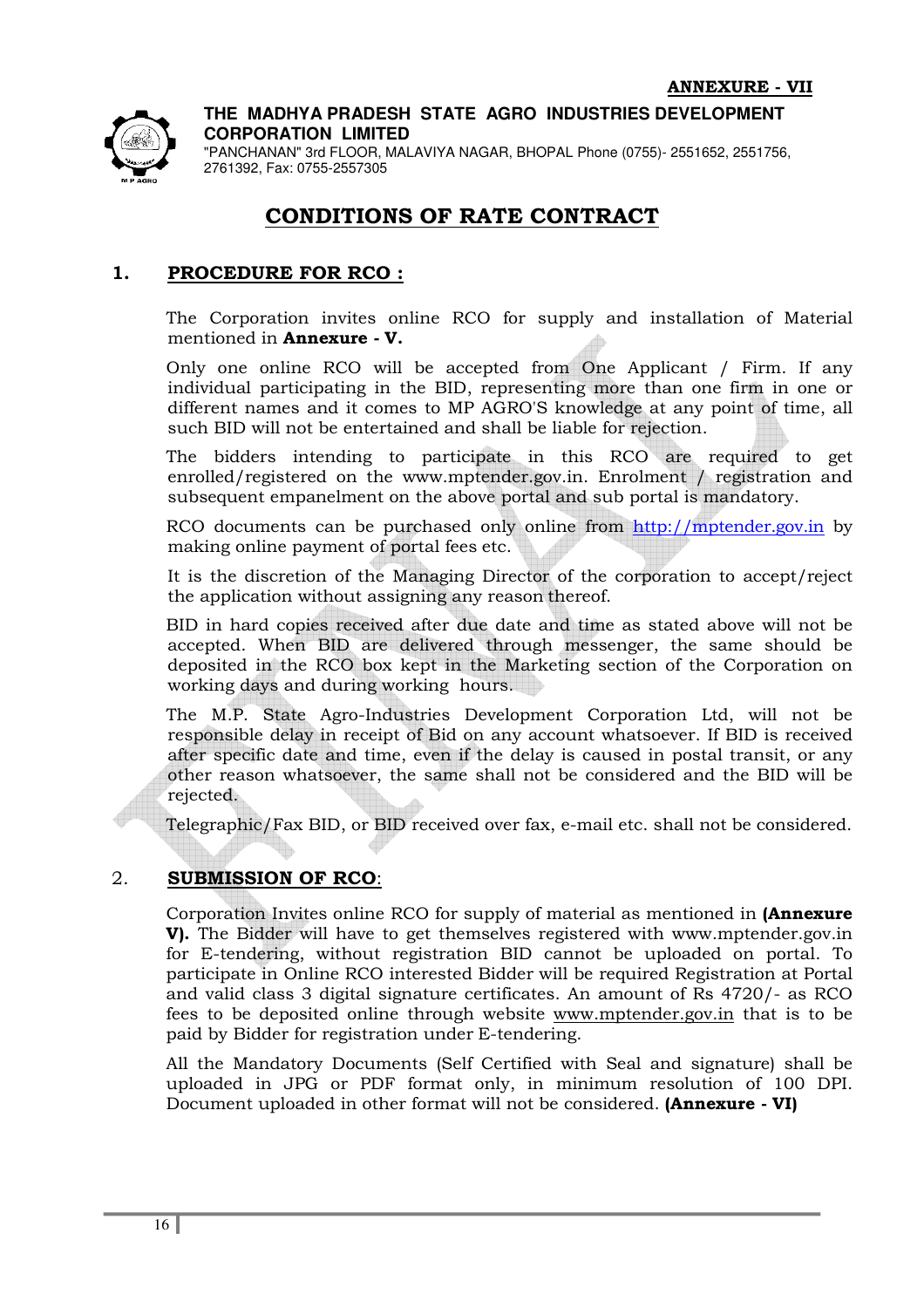**ANNEXURE - VII**

**THE MADHYA PRADESH STATE AGRO INDUSTRIES DEVELOPMENT CORPORATION LIMITED**

"PANCHANAN" 3rd FLOOR, MALAVIYA NAGAR, BHOPAL Phone (0755)- 2551652, 2551756, 2761392, Fax: 0755-2557305

# CONDITIONS OF RATE CONTRACT

## 1. PROCEDURE FOR RCO :

The Corporation invites online RCO for supply and installation of Material mentioned in **Annexure - V.**

Only one online RCO will be accepted from One Applicant / Firm. If any individual participating in the BID, representing more than one firm in one or different names and it comes to MP AGRO'S knowledge at any point of time, all such BID will not be entertained and shall be liable for rejection.

The bidders intending to participate in this RCO are required to get enrolled/registered on the www.mptender.gov.in. Enrolment / registration and subsequent empanelment on the above portal and sub portal is mandatory.

RCO documents can be purchased only online from http://mptender.gov.in by making online payment of portal fees etc.

It is the discretion of the Managing Director of the corporation to accept/reject the application without assigning any reason thereof.

BID in hard copies received after due date and time as stated above will not be accepted. When BID are delivered through messenger, the same should be deposited in the RCO box kept in the Marketing section of the Corporation on working days and during working hours.

The M.P. State Agro-Industries Development Corporation Ltd, will not be responsible delay in receipt of Bid on any account whatsoever. If BID is received after specific date and time, even if the delay is caused in postal transit, or any other reason whatsoever, the same shall not be considered and the BID will be rejected.

Telegraphic/Fax BID, or BID received over fax, e-mail etc. shall not be considered.

## 2. SUBMISSION OF RCO:

Corporation Invites online RCO for supply of material as mentioned in **(Annexure V).** The Bidder will have to get themselves registered with www.mptender.gov.in for E-tendering, without registration BID cannot be uploaded on portal. To participate in Online RCO interested Bidder will be required Registration at Portal and valid class 3 digital signature certificates. An amount of Rs 4720/- as RCO fees to be deposited online through website www.mptender.gov.in that is to be paid by Bidder for registration under E-tendering.

All the Mandatory Documents (Self Certified with Seal and signature) shall be uploaded in JPG or PDF format only, in minimum resolution of 100 DPI. Document uploaded in other format will not be considered. **(Annexure - VI)**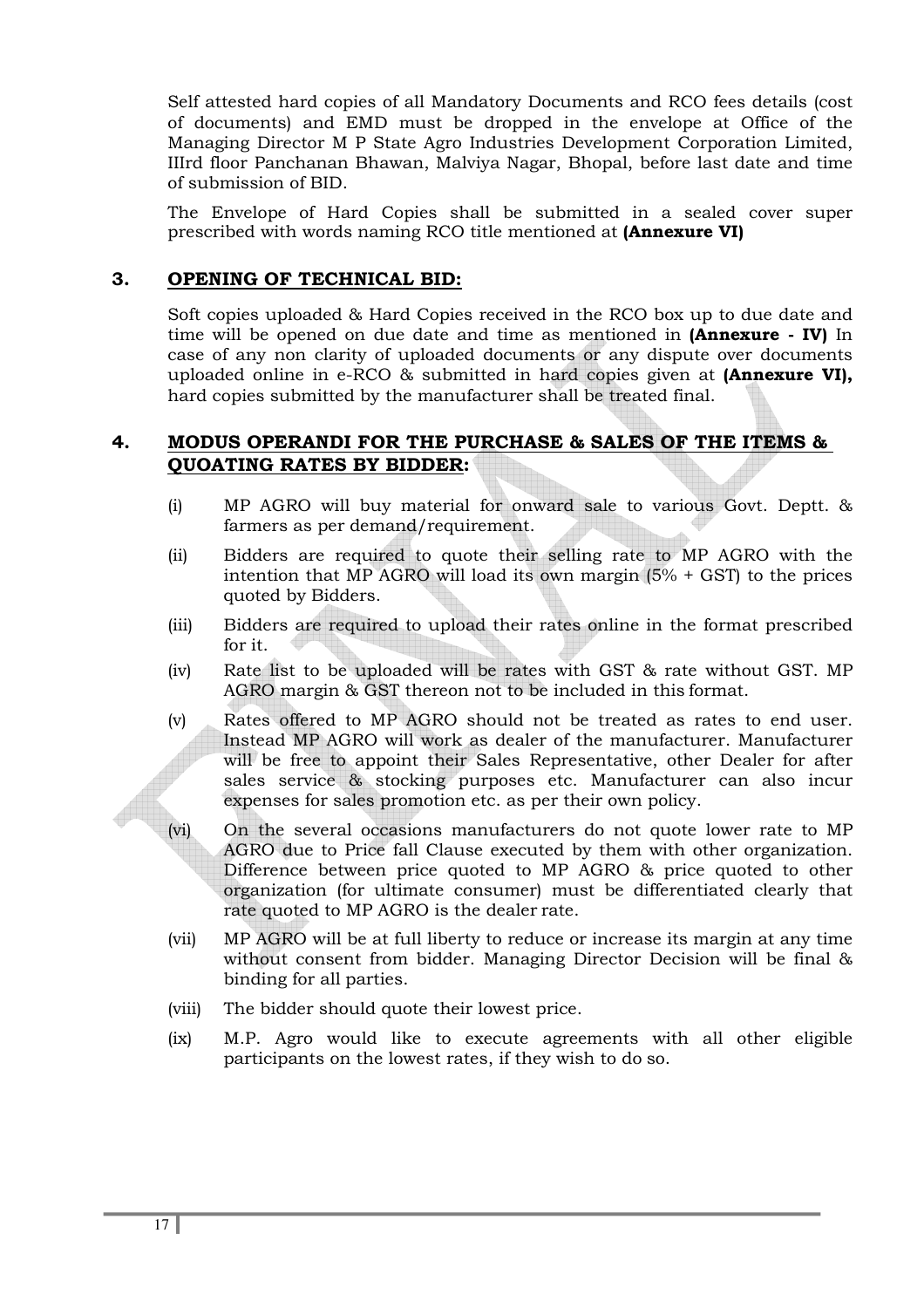Self attested hard copies of all Mandatory Documents and RCO fees details (cost of documents) and EMD must be dropped in the envelope at Office of the Managing Director M P State Agro Industries Development Corporation Limited, IIIrd floor Panchanan Bhawan, Malviya Nagar, Bhopal, before last date and time of submission of BID.

The Envelope of Hard Copies shall be submitted in a sealed cover super prescribed with words naming RCO title mentioned at **(Annexure VI)**

## 3. OPENING OF TECHNICAL BID:

Soft copies uploaded & Hard Copies received in the RCO box up to due date and time will be opened on due date and time as mentioned in **(Annexure - IV)** In case of any non clarity of uploaded documents or any dispute over documents uploaded online in e-RCO & submitted in hard copies given at **(Annexure VI),** hard copies submitted by the manufacturer shall be treated final.

## 4. MODUS OPERANDI FOR THE PURCHASE & SALES OF THE ITEMS & QUOATING RATES BY BIDDER:

(i) MP AGRO will buy material for onward sale to various Govt. Deptt. & farmers as per demand/requirement.

(ii) Bidders are required to quote their selling rate to MP AGRO with the intention that MP AGRO will load its own margin (5% + GST) to the prices quoted by Bidders.

(iii) Bidders are required to upload their rates online in the format prescribed for it.

(iv) Rate list to be uploaded will be rates with GST & rate without GST. MP AGRO margin & GST thereon not to be included in this format.

(v) Rates offered to MP AGRO should not be treated as rates to end user. Instead MP AGRO will work as dealer of the manufacturer. Manufacturer will be free to appoint their Sales Representative, other Dealer for after sales service & stocking purposes etc. Manufacturer can also incur expenses for sales promotion etc. as per their own policy.

(vi) On the several occasions manufacturers do not quote lower rate to MP AGRO due to Price fall Clause executed by them with other organization. Difference between price quoted to MP AGRO & price quoted to other organization (for ultimate consumer) must be differentiated clearly that rate quoted to MP AGRO is the dealer rate.

(vii) MP AGRO will be at full liberty to reduce or increase its margin at any time without consent from bidder. Managing Director Decision will be final & binding for all parties.

(viii) The bidder should quote their lowest price.

(ix) M.P. Agro would like to execute agreements with all other eligible participants on the lowest rates, if they wish to do so.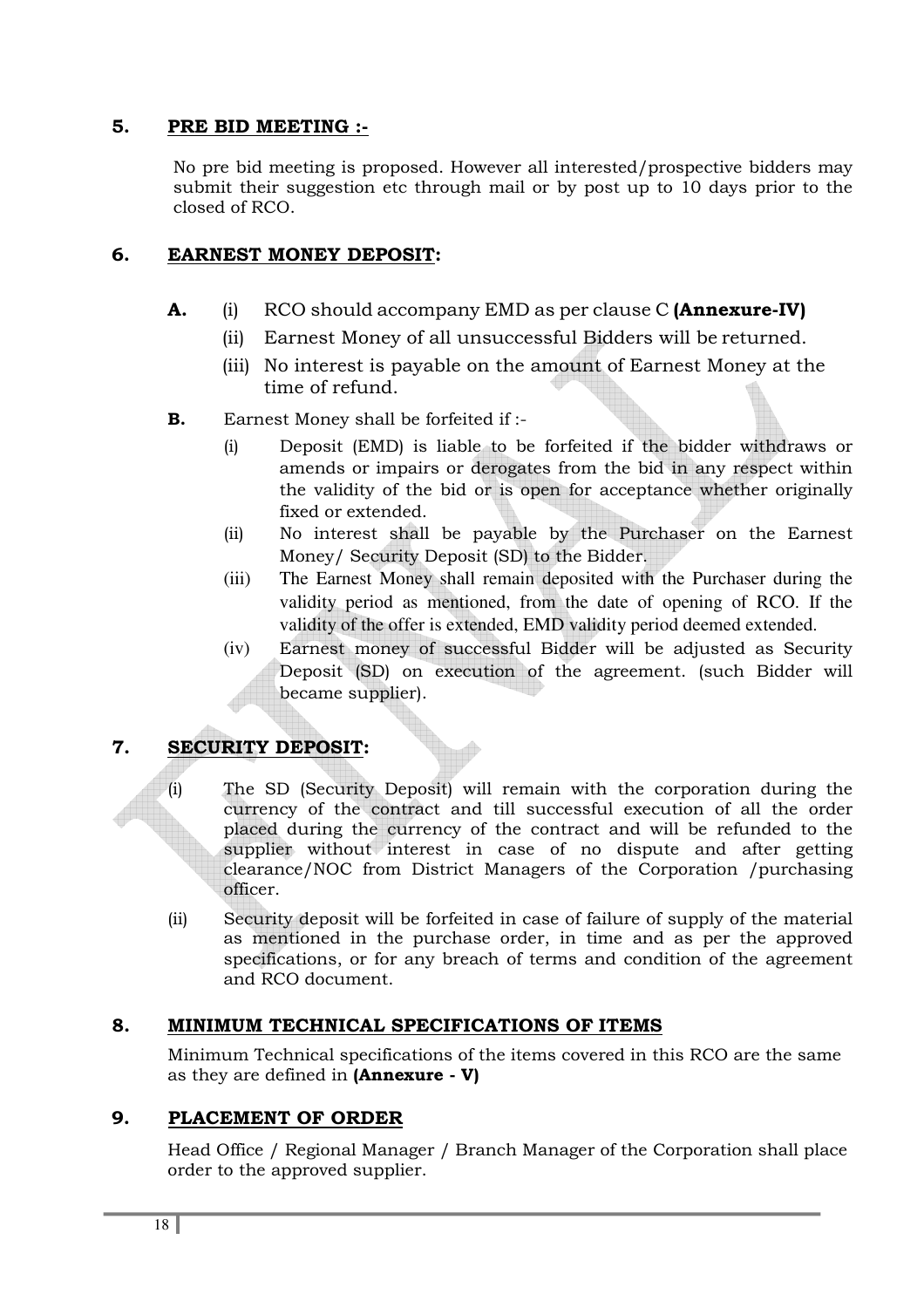## 5. PRE BID MEETING :-

No pre bid meeting is proposed. However all interested/prospective bidders may submit their suggestion etc through mail or by post up to 10 days prior to the closed of RCO.

## 6. EARNEST MONEY DEPOSIT:

**A.** (i) RCO should accompany EMD as per clause C **(Annexure-IV)**

(ii) Earnest Money of all unsuccessful Bidders will be returned.

(iii) No interest is payable on the amount of Earnest Money at the time of refund.

**B.** Earnest Money shall be forfeited if :-

(i) Deposit (EMD) is liable to be forfeited if the bidder withdraws or amends or impairs or derogates from the bid in any respect within the validity of the bid or is open for acceptance whether originally fixed or extended.

(ii) No interest shall be payable by the Purchaser on the Earnest Money/ Security Deposit (SD) to the Bidder.

(iii) The Earnest Money shall remain deposited with the Purchaser during the validity period as mentioned, from the date of opening of RCO. If the validity of the offer is extended, EMD validity period deemed extended.

(iv) Earnest money of successful Bidder will be adjusted as Security Deposit (SD) on execution of the agreement. (such Bidder will became supplier).

## 7. SECURITY DEPOSIT:

(i) The SD (Security Deposit) will remain with the corporation during the currency of the contract and till successful execution of all the order placed during the currency of the contract and will be refunded to the supplier without interest in case of no dispute and after getting clearance/NOC from District Managers of the Corporation /purchasing officer.

(ii) Security deposit will be forfeited in case of failure of supply of the material as mentioned in the purchase order, in time and as per the approved specifications, or for any breach of terms and condition of the agreement and RCO document.

## 8. MINIMUM TECHNICAL SPECIFICATIONS OF ITEMS

Minimum Technical specifications of the items covered in this RCO are the same as they are defined in **(Annexure - V)**

## 9. PLACEMENT OF ORDER

Head Office / Regional Manager / Branch Manager of the Corporation shall place order to the approved supplier.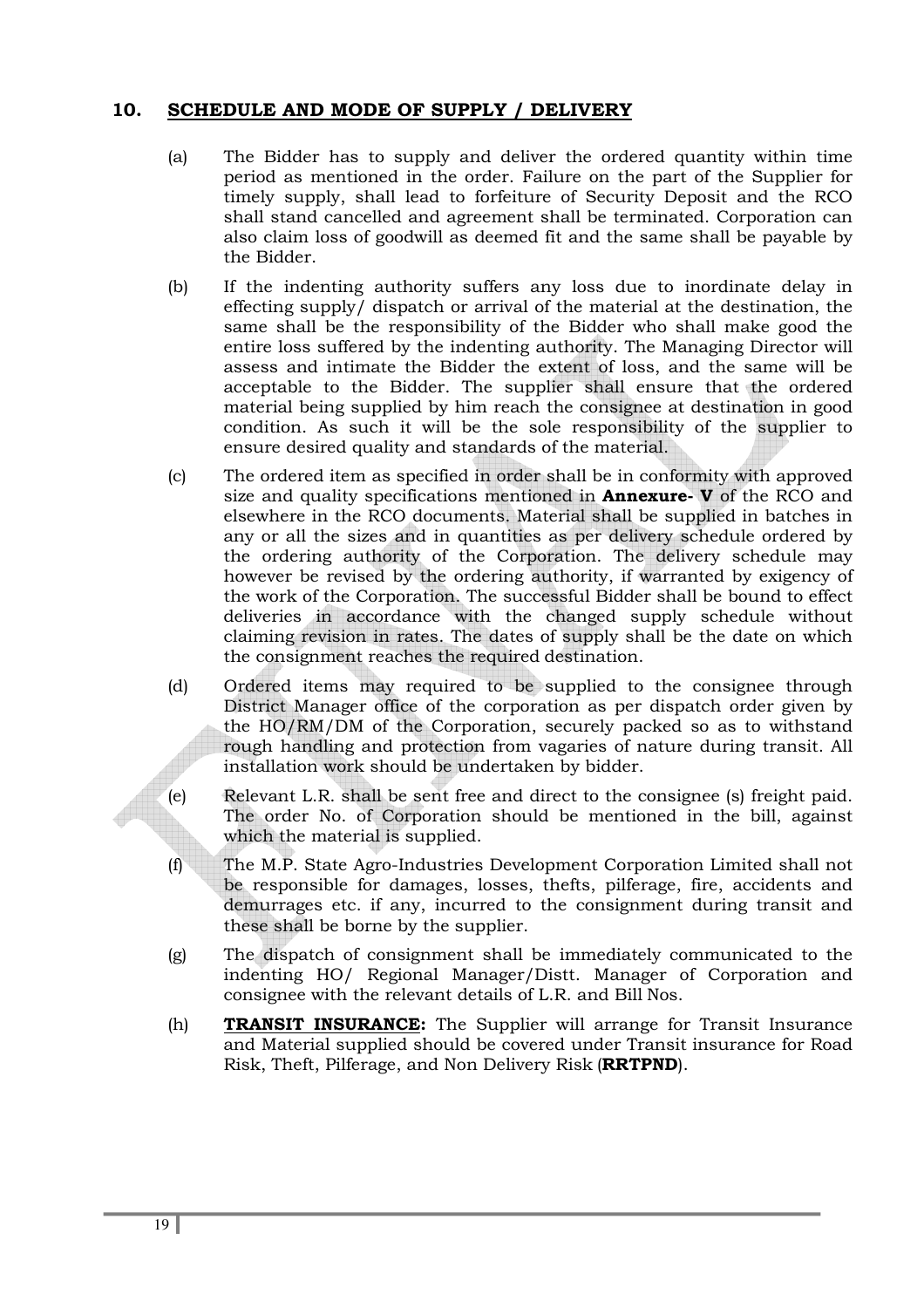## 10. SCHEDULE AND MODE OF SUPPLY / DELIVERY

(a) The Bidder has to supply and deliver the ordered quantity within time period as mentioned in the order. Failure on the part of the Supplier for timely supply, shall lead to forfeiture of Security Deposit and the RCO shall stand cancelled and agreement shall be terminated. Corporation can also claim loss of goodwill as deemed fit and the same shall be payable by the Bidder.

(b) If the indenting authority suffers any loss due to inordinate delay in effecting supply/ dispatch or arrival of the material at the destination, the same shall be the responsibility of the Bidder who shall make good the entire loss suffered by the indenting authority. The Managing Director will assess and intimate the Bidder the extent of loss, and the same will be acceptable to the Bidder. The supplier shall ensure that the ordered material being supplied by him reach the consignee at destination in good condition. As such it will be the sole responsibility of the supplier to ensure desired quality and standards of the material.

(c) The ordered item as specified in order shall be in conformity with approved size and quality specifications mentioned in **Annexure- V** of the RCO and elsewhere in the RCO documents. Material shall be supplied in batches in any or all the sizes and in quantities as per delivery schedule ordered by the ordering authority of the Corporation. The delivery schedule may however be revised by the ordering authority, if warranted by exigency of the work of the Corporation. The successful Bidder shall be bound to effect deliveries in accordance with the changed supply schedule without claiming revision in rates. The dates of supply shall be the date on which the consignment reaches the required destination.

(d) Ordered items may required to be supplied to the consignee through District Manager office of the corporation as per dispatch order given by the HO/RM/DM of the Corporation, securely packed so as to withstand rough handling and protection from vagaries of nature during transit. All installation work should be undertaken by bidder.

(e) Relevant L.R. shall be sent free and direct to the consignee (s) freight paid. The order No. of Corporation should be mentioned in the bill, against which the material is supplied.

(f) The M.P. State Agro-Industries Development Corporation Limited shall not be responsible for damages, losses, thefts, pilferage, fire, accidents and demurrages etc. if any, incurred to the consignment during transit and these shall be borne by the supplier.

(g) The dispatch of consignment shall be immediately communicated to the indenting HO/ Regional Manager/Distt. Manager of Corporation and consignee with the relevant details of L.R. and Bill Nos.

(h) **TRANSIT INSURANCE:** The Supplier will arrange for Transit Insurance and Material supplied should be covered under Transit insurance for Road Risk, Theft, Pilferage, and Non Delivery Risk (**RRTPND**).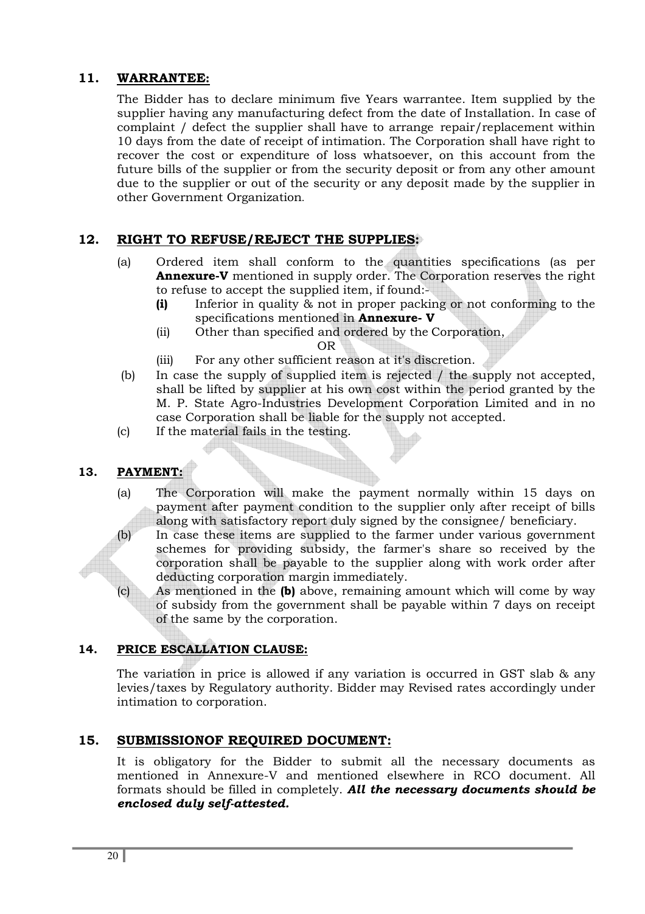## 11. WARRANTEE:

The Bidder has to declare minimum five Years warrantee. Item supplied by the supplier having any manufacturing defect from the date of Installation. In case of complaint / defect the supplier shall have to arrange repair/replacement within 10 days from the date of receipt of intimation. The Corporation shall have right to recover the cost or expenditure of loss whatsoever, on this account from the future bills of the supplier or from the security deposit or from any other amount due to the supplier or out of the security or any deposit made by the supplier in other Government Organization.

## 12. RIGHT TO REFUSE/REJECT THE SUPPLIES:

(a) Ordered item shall conform to the quantities specifications (as per **Annexure-V** mentioned in supply order. The Corporation reserves the right to refuse to accept the supplied item, if found:-

- **(i)** Inferior in quality & not in proper packing or not conforming to the specifications mentioned in **Annexure- V**
- (ii) Other than specified and ordered by the Corporation,

  OR
- (iii) For any other sufficient reason at it's discretion.

(b) In case the supply of supplied item is rejected / the supply not accepted, shall be lifted by supplier at his own cost within the period granted by the M. P. State Agro-Industries Development Corporation Limited and in no case Corporation shall be liable for the supply not accepted.

(c) If the material fails in the testing.

## 13. PAYMENT:

(a) The Corporation will make the payment normally within 15 days on payment after payment condition to the supplier only after receipt of bills along with satisfactory report duly signed by the consignee/ beneficiary.

(b) In case these items are supplied to the farmer under various government schemes for providing subsidy, the farmer's share so received by the corporation shall be payable to the supplier along with work order after deducting corporation margin immediately.

(c) As mentioned in the **(b)** above, remaining amount which will come by way of subsidy from the government shall be payable within 7 days on receipt of the same by the corporation.

## 14. PRICE ESCALLATION CLAUSE:

The variation in price is allowed if any variation is occurred in GST slab & any levies/taxes by Regulatory authority. Bidder may Revised rates accordingly under intimation to corporation.

## 15. SUBMISSIONOF REQUIRED DOCUMENT:

It is obligatory for the Bidder to submit all the necessary documents as mentioned in Annexure-V and mentioned elsewhere in RCO document. All formats should be filled in completely. ***All the necessary documents should be enclosed duly self-attested.***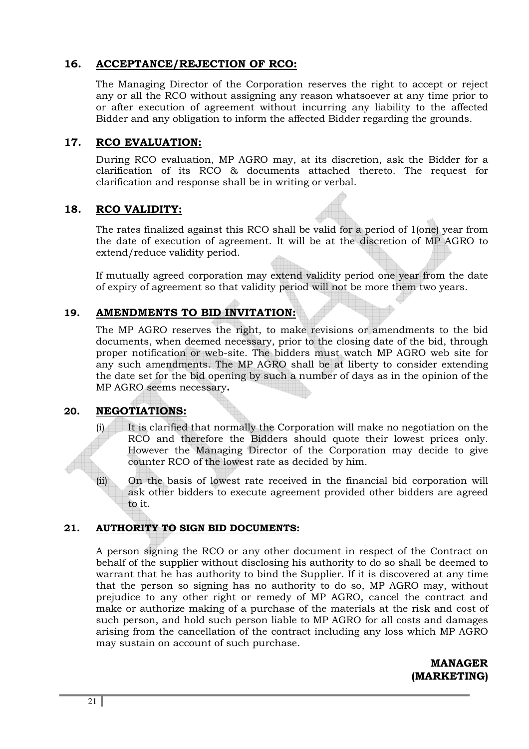## 16. ACCEPTANCE/REJECTION OF RCO:

The Managing Director of the Corporation reserves the right to accept or reject any or all the RCO without assigning any reason whatsoever at any time prior to or after execution of agreement without incurring any liability to the affected Bidder and any obligation to inform the affected Bidder regarding the grounds.

## 17. RCO EVALUATION:

During RCO evaluation, MP AGRO may, at its discretion, ask the Bidder for a clarification of its RCO & documents attached thereto. The request for clarification and response shall be in writing or verbal.

## 18. RCO VALIDITY:

The rates finalized against this RCO shall be valid for a period of 1(one) year from the date of execution of agreement. It will be at the discretion of MP AGRO to extend/reduce validity period.

If mutually agreed corporation may extend validity period one year from the date of expiry of agreement so that validity period will not be more them two years.

## 19. AMENDMENTS TO BID INVITATION:

The MP AGRO reserves the right, to make revisions or amendments to the bid documents, when deemed necessary, prior to the closing date of the bid, through proper notification or web-site. The bidders must watch MP AGRO web site for any such amendments. The MP AGRO shall be at liberty to consider extending the date set for the bid opening by such a number of days as in the opinion of the MP AGRO seems necessary**.**

## 20. NEGOTIATIONS:

(i) It is clarified that normally the Corporation will make no negotiation on the RCO and therefore the Bidders should quote their lowest prices only. However the Managing Director of the Corporation may decide to give counter RCO of the lowest rate as decided by him.

(ii) On the basis of lowest rate received in the financial bid corporation will ask other bidders to execute agreement provided other bidders are agreed to it.

## 21. AUTHORITY TO SIGN BID DOCUMENTS:

A person signing the RCO or any other document in respect of the Contract on behalf of the supplier without disclosing his authority to do so shall be deemed to warrant that he has authority to bind the Supplier. If it is discovered at any time that the person so signing has no authority to do so, MP AGRO may, without prejudice to any other right or remedy of MP AGRO, cancel the contract and make or authorize making of a purchase of the materials at the risk and cost of such person, and hold such person liable to MP AGRO for all costs and damages arising from the cancellation of the contract including any loss which MP AGRO may sustain on account of such purchase.

**MANAGER**
**(MARKETING)**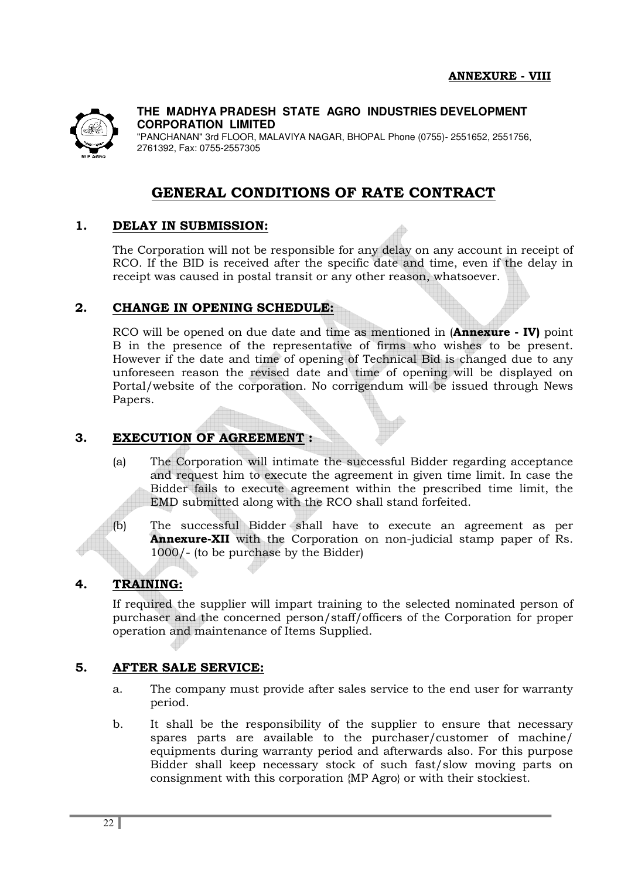**ANNEXURE - VIII**

**THE MADHYA PRADESH STATE AGRO INDUSTRIES DEVELOPMENT CORPORATION LIMITED**
"PANCHANAN" 3rd FLOOR, MALAVIYA NAGAR, BHOPAL Phone (0755)- 2551652, 2551756, 2761392, Fax: 0755-2557305

# GENERAL CONDITIONS OF RATE CONTRACT

## 1. DELAY IN SUBMISSION:

The Corporation will not be responsible for any delay on any account in receipt of RCO. If the BID is received after the specific date and time, even if the delay in receipt was caused in postal transit or any other reason, whatsoever.

## 2. CHANGE IN OPENING SCHEDULE:

RCO will be opened on due date and time as mentioned in (**Annexure - IV)** point B in the presence of the representative of firms who wishes to be present. However if the date and time of opening of Technical Bid is changed due to any unforeseen reason the revised date and time of opening will be displayed on Portal/website of the corporation. No corrigendum will be issued through News Papers.

## 3. EXECUTION OF AGREEMENT :

(a) The Corporation will intimate the successful Bidder regarding acceptance and request him to execute the agreement in given time limit. In case the Bidder fails to execute agreement within the prescribed time limit, the EMD submitted along with the RCO shall stand forfeited.

(b) The successful Bidder shall have to execute an agreement as per **Annexure-XII** with the Corporation on non-judicial stamp paper of Rs. 1000/- (to be purchase by the Bidder)

## 4. TRAINING:

If required the supplier will impart training to the selected nominated person of purchaser and the concerned person/staff/officers of the Corporation for proper operation and maintenance of Items Supplied.

## 5. AFTER SALE SERVICE:

a. The company must provide after sales service to the end user for warranty period.

b. It shall be the responsibility of the supplier to ensure that necessary spares parts are available to the purchaser/customer of machine/ equipments during warranty period and afterwards also. For this purpose Bidder shall keep necessary stock of such fast/slow moving parts on consignment with this corporation {MP Agro} or with their stockiest.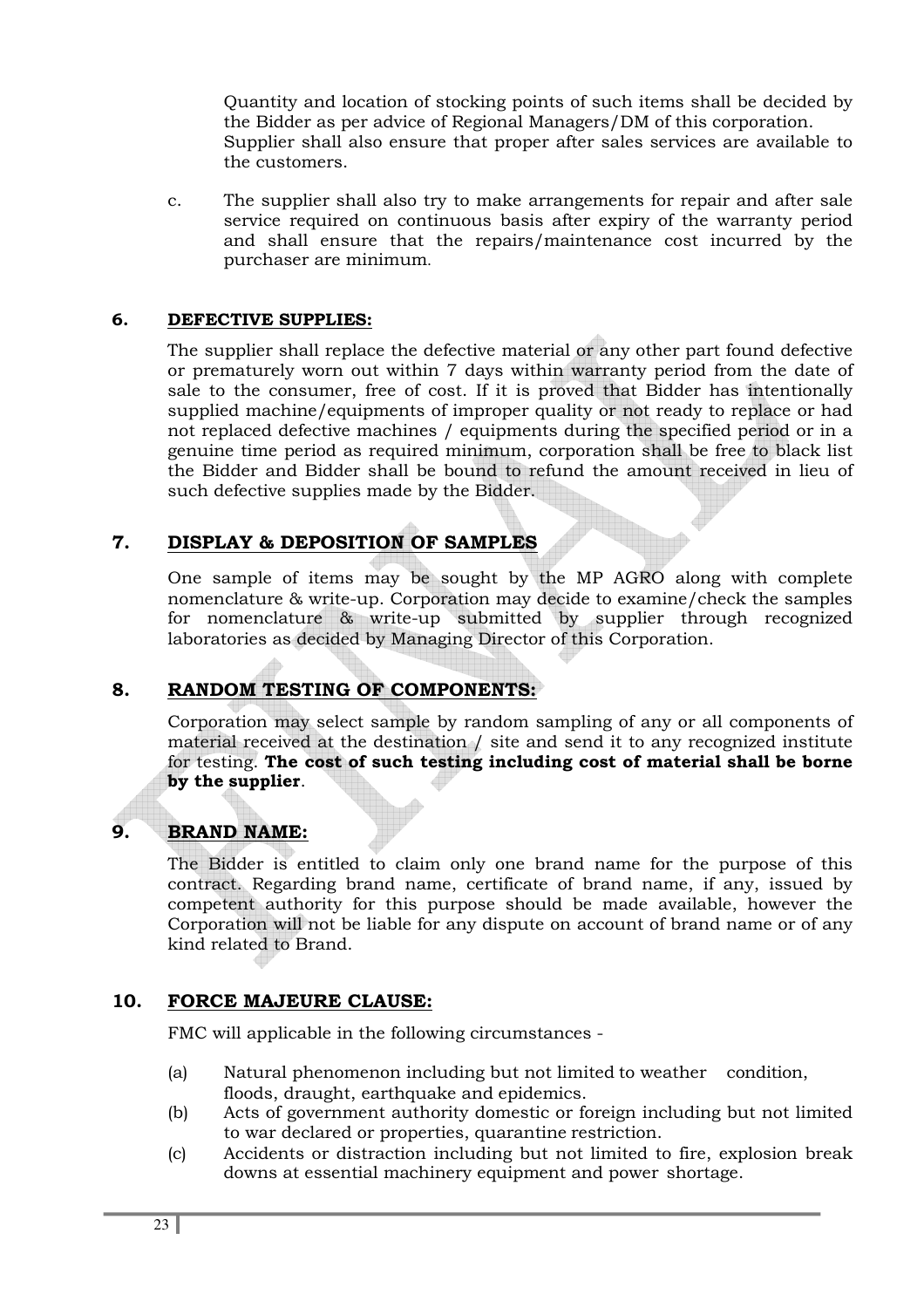Quantity and location of stocking points of such items shall be decided by the Bidder as per advice of Regional Managers/DM of this corporation. Supplier shall also ensure that proper after sales services are available to the customers.

c. The supplier shall also try to make arrangements for repair and after sale service required on continuous basis after expiry of the warranty period and shall ensure that the repairs/maintenance cost incurred by the purchaser are minimum.

## 6. DEFECTIVE SUPPLIES:

The supplier shall replace the defective material or any other part found defective or prematurely worn out within 7 days within warranty period from the date of sale to the consumer, free of cost. If it is proved that Bidder has intentionally supplied machine/equipments of improper quality or not ready to replace or had not replaced defective machines / equipments during the specified period or in a genuine time period as required minimum, corporation shall be free to black list the Bidder and Bidder shall be bound to refund the amount received in lieu of such defective supplies made by the Bidder.

## 7. DISPLAY & DEPOSITION OF SAMPLES

One sample of items may be sought by the MP AGRO along with complete nomenclature & write-up. Corporation may decide to examine/check the samples for nomenclature & write-up submitted by supplier through recognized laboratories as decided by Managing Director of this Corporation.

## 8. RANDOM TESTING OF COMPONENTS:

Corporation may select sample by random sampling of any or all components of material received at the destination / site and send it to any recognized institute for testing. **The cost of such testing including cost of material shall be borne by the supplier**.

## 9. BRAND NAME:

The Bidder is entitled to claim only one brand name for the purpose of this contract. Regarding brand name, certificate of brand name, if any, issued by competent authority for this purpose should be made available, however the Corporation will not be liable for any dispute on account of brand name or of any kind related to Brand.

## 10. FORCE MAJEURE CLAUSE:

FMC will applicable in the following circumstances -

(a) Natural phenomenon including but not limited to weather condition, floods, draught, earthquake and epidemics.

(b) Acts of government authority domestic or foreign including but not limited to war declared or properties, quarantine restriction.

(c) Accidents or distraction including but not limited to fire, explosion break downs at essential machinery equipment and power shortage.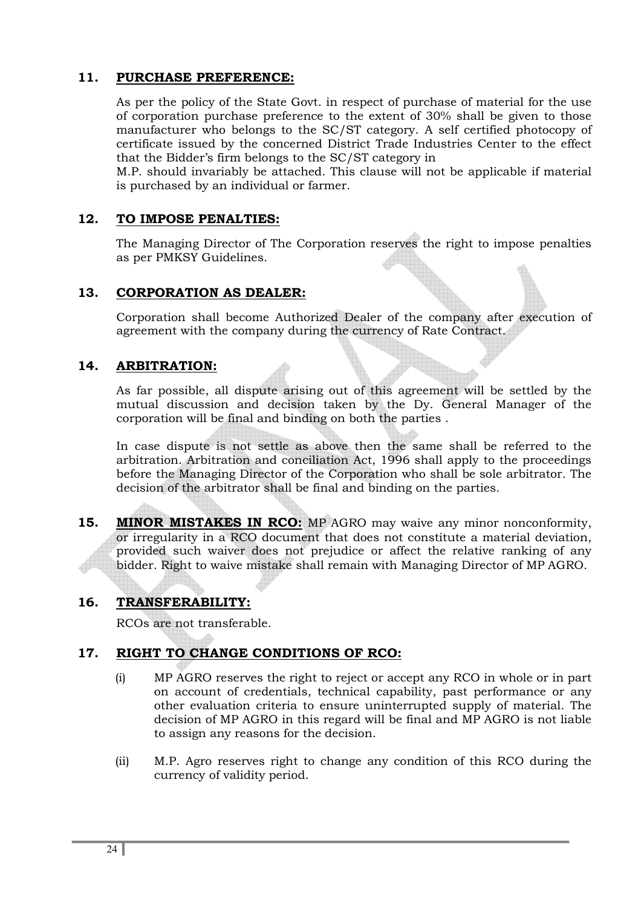## 11. PURCHASE PREFERENCE:

As per the policy of the State Govt. in respect of purchase of material for the use of corporation purchase preference to the extent of 30% shall be given to those manufacturer who belongs to the SC/ST category. A self certified photocopy of certificate issued by the concerned District Trade Industries Center to the effect that the Bidder's firm belongs to the SC/ST category in M.P. should invariably be attached. This clause will not be applicable if material is purchased by an individual or farmer.

## 12. TO IMPOSE PENALTIES:

The Managing Director of The Corporation reserves the right to impose penalties as per PMKSY Guidelines.

## 13. CORPORATION AS DEALER:

Corporation shall become Authorized Dealer of the company after execution of agreement with the company during the currency of Rate Contract.

## 14. ARBITRATION:

As far possible, all dispute arising out of this agreement will be settled by the mutual discussion and decision taken by the Dy. General Manager of the corporation will be final and binding on both the parties .

In case dispute is not settle as above then the same shall be referred to the arbitration. Arbitration and conciliation Act, 1996 shall apply to the proceedings before the Managing Director of the Corporation who shall be sole arbitrator. The decision of the arbitrator shall be final and binding on the parties.

## 15. MINOR MISTAKES IN RCO:

MP AGRO may waive any minor nonconformity, or irregularity in a RCO document that does not constitute a material deviation, provided such waiver does not prejudice or affect the relative ranking of any bidder. Right to waive mistake shall remain with Managing Director of MP AGRO.

## 16. TRANSFERABILITY:

RCOs are not transferable.

## 17. RIGHT TO CHANGE CONDITIONS OF RCO:

(i) MP AGRO reserves the right to reject or accept any RCO in whole or in part on account of credentials, technical capability, past performance or any other evaluation criteria to ensure uninterrupted supply of material. The decision of MP AGRO in this regard will be final and MP AGRO is not liable to assign any reasons for the decision.

(ii) M.P. Agro reserves right to change any condition of this RCO during the currency of validity period.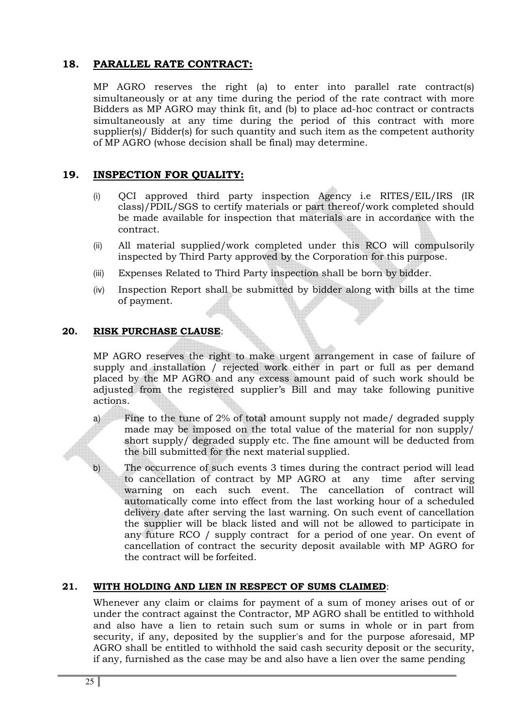## 18. PARALLEL RATE CONTRACT:

MP AGRO reserves the right (a) to enter into parallel rate contract(s) simultaneously or at any time during the period of the rate contract with more Bidders as MP AGRO may think fit, and (b) to place ad-hoc contract or contracts simultaneously at any time during the period of this contract with more supplier(s)/ Bidder(s) for such quantity and such item as the competent authority of MP AGRO (whose decision shall be final) may determine.

## 19. INSPECTION FOR QUALITY:

(i) QCI approved third party inspection Agency i.e RITES/EIL/IRS (IR class)/PDIL/SGS to certify materials or part thereof/work completed should be made available for inspection that materials are in accordance with the contract.

(ii) All material supplied/work completed under this RCO will compulsorily inspected by Third Party approved by the Corporation for this purpose.

(iii) Expenses Related to Third Party inspection shall be born by bidder.

(iv) Inspection Report shall be submitted by bidder along with bills at the time of payment.

## 20. RISK PURCHASE CLAUSE:

MP AGRO reserves the right to make urgent arrangement in case of failure of supply and installation / rejected work either in part or full as per demand placed by the MP AGRO and any excess amount paid of such work should be adjusted from the registered supplier's Bill and may take following punitive actions.

a) Fine to the tune of 2% of total amount supply not made/ degraded supply made may be imposed on the total value of the material for non supply/ short supply/ degraded supply etc. The fine amount will be deducted from the bill submitted for the next material supplied.

b) The occurrence of such events 3 times during the contract period will lead to cancellation of contract by MP AGRO at any time after serving warning on each such event. The cancellation of contract will automatically come into effect from the last working hour of a scheduled delivery date after serving the last warning. On such event of cancellation the supplier will be black listed and will not be allowed to participate in any future RCO / supply contract for a period of one year. On event of cancellation of contract the security deposit available with MP AGRO for the contract will be forfeited.

## 21. WITH HOLDING AND LIEN IN RESPECT OF SUMS CLAIMED:

Whenever any claim or claims for payment of a sum of money arises out of or under the contract against the Contractor, MP AGRO shall be entitled to withhold and also have a lien to retain such sum or sums in whole or in part from security, if any, deposited by the supplier's and for the purpose aforesaid, MP AGRO shall be entitled to withhold the said cash security deposit or the security, if any, furnished as the case may be and also have a lien over the same pending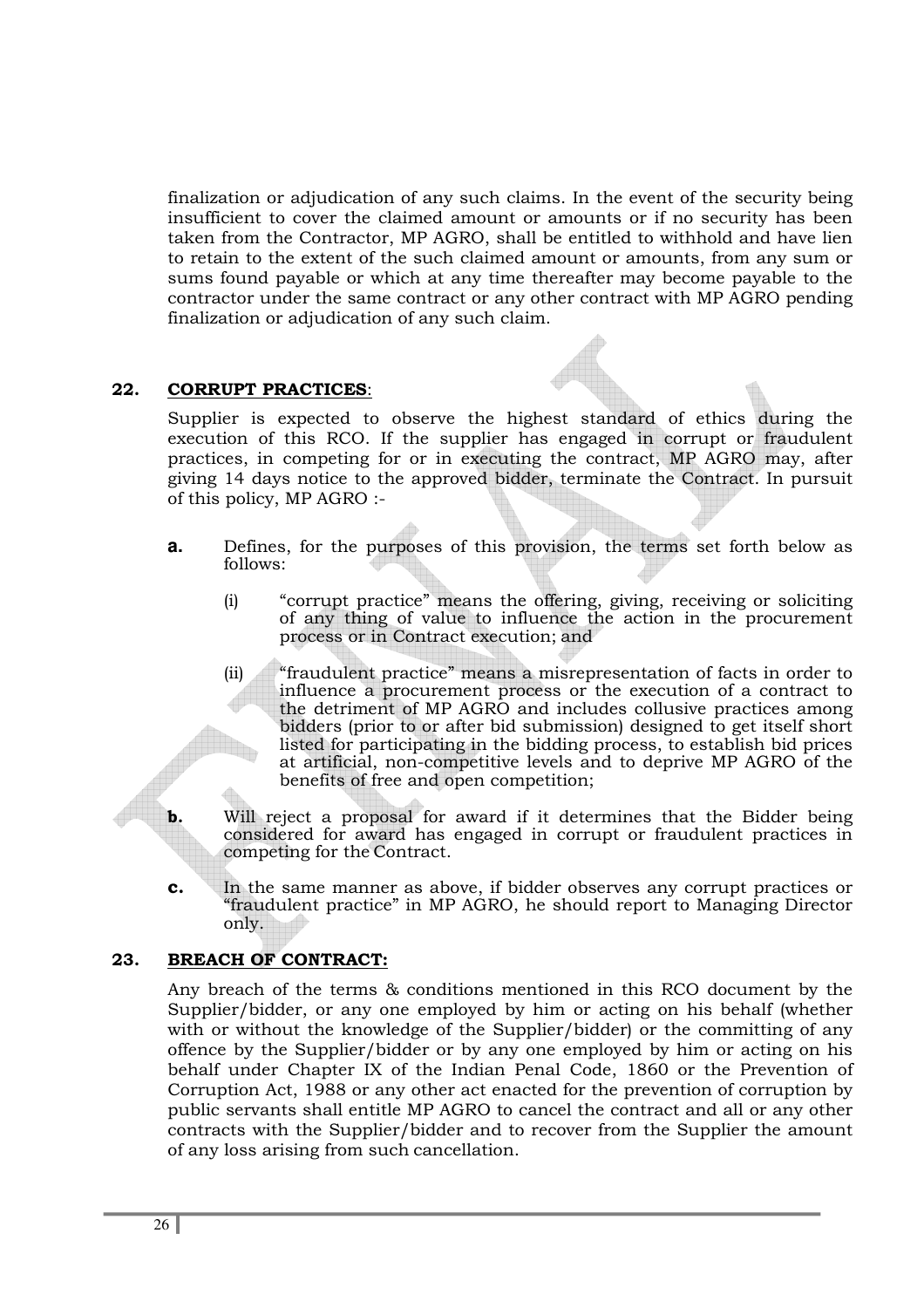finalization or adjudication of any such claims. In the event of the security being insufficient to cover the claimed amount or amounts or if no security has been taken from the Contractor, MP AGRO, shall be entitled to withhold and have lien to retain to the extent of the such claimed amount or amounts, from any sum or sums found payable or which at any time thereafter may become payable to the contractor under the same contract or any other contract with MP AGRO pending finalization or adjudication of any such claim.

## 22. CORRUPT PRACTICES:

Supplier is expected to observe the highest standard of ethics during the execution of this RCO. If the supplier has engaged in corrupt or fraudulent practices, in competing for or in executing the contract, MP AGRO may, after giving 14 days notice to the approved bidder, terminate the Contract. In pursuit of this policy, MP AGRO :-

**a.** Defines, for the purposes of this provision, the terms set forth below as follows:

(i) "corrupt practice" means the offering, giving, receiving or soliciting of any thing of value to influence the action in the procurement process or in Contract execution; and

(ii) "fraudulent practice" means a misrepresentation of facts in order to influence a procurement process or the execution of a contract to the detriment of MP AGRO and includes collusive practices among bidders (prior to or after bid submission) designed to get itself short listed for participating in the bidding process, to establish bid prices at artificial, non-competitive levels and to deprive MP AGRO of the benefits of free and open competition;

**b.** Will reject a proposal for award if it determines that the Bidder being considered for award has engaged in corrupt or fraudulent practices in competing for the Contract.

**c.** In the same manner as above, if bidder observes any corrupt practices or "fraudulent practice" in MP AGRO, he should report to Managing Director only.

## 23. BREACH OF CONTRACT:

Any breach of the terms & conditions mentioned in this RCO document by the Supplier/bidder, or any one employed by him or acting on his behalf (whether with or without the knowledge of the Supplier/bidder) or the committing of any offence by the Supplier/bidder or by any one employed by him or acting on his behalf under Chapter IX of the Indian Penal Code, 1860 or the Prevention of Corruption Act, 1988 or any other act enacted for the prevention of corruption by public servants shall entitle MP AGRO to cancel the contract and all or any other contracts with the Supplier/bidder and to recover from the Supplier the amount of any loss arising from such cancellation.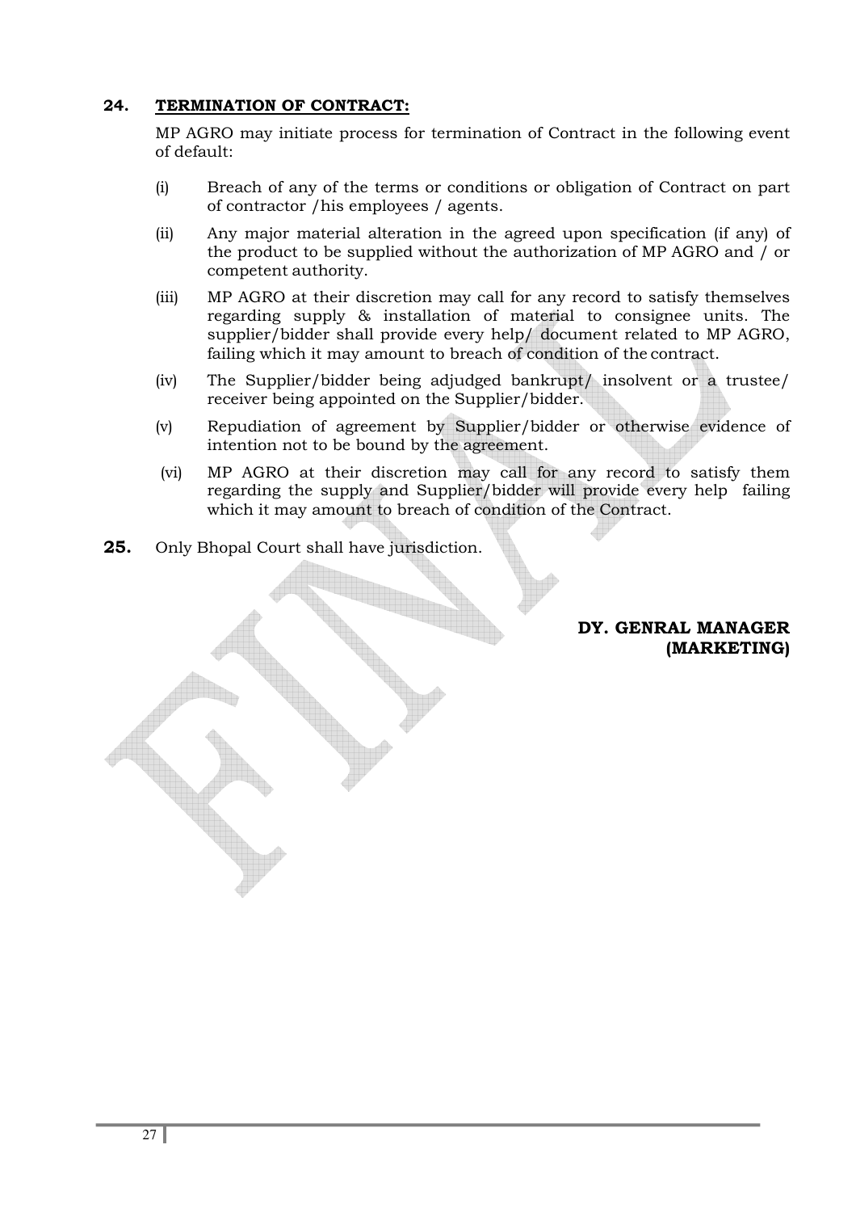**24. TERMINATION OF CONTRACT:**

MP AGRO may initiate process for termination of Contract in the following event of default:

(i) Breach of any of the terms or conditions or obligation of Contract on part of contractor /his employees / agents.

(ii) Any major material alteration in the agreed upon specification (if any) of the product to be supplied without the authorization of MP AGRO and / or competent authority.

(iii) MP AGRO at their discretion may call for any record to satisfy themselves regarding supply & installation of material to consignee units. The supplier/bidder shall provide every help/ document related to MP AGRO, failing which it may amount to breach of condition of the contract.

(iv) The Supplier/bidder being adjudged bankrupt/ insolvent or a trustee/ receiver being appointed on the Supplier/bidder.

(v) Repudiation of agreement by Supplier/bidder or otherwise evidence of intention not to be bound by the agreement.

(vi) MP AGRO at their discretion may call for any record to satisfy them regarding the supply and Supplier/bidder will provide every help failing which it may amount to breach of condition of the Contract.

**25.** Only Bhopal Court shall have jurisdiction.

**DY. GENRAL MANAGER**
**(MARKETING)**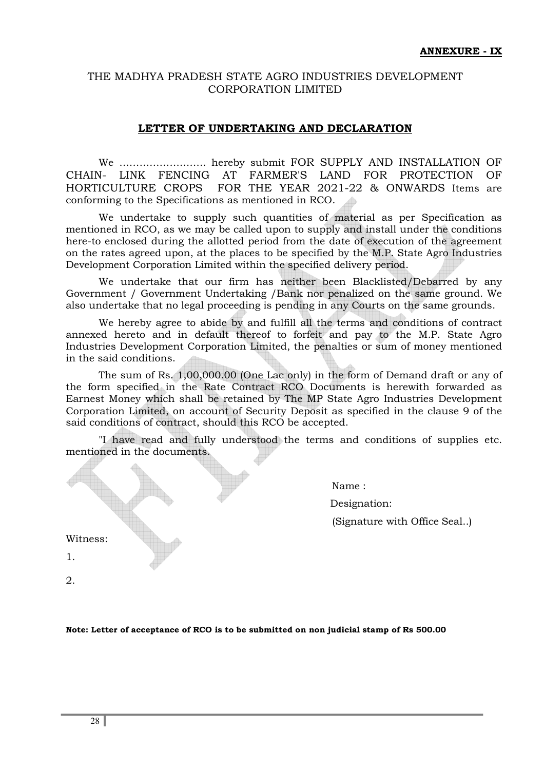**ANNEXURE - IX**

THE MADHYA PRADESH STATE AGRO INDUSTRIES DEVELOPMENT CORPORATION LIMITED

## LETTER OF UNDERTAKING AND DECLARATION

We …………………….. hereby submit FOR SUPPLY AND INSTALLATION OF CHAIN- LINK FENCING AT FARMER'S LAND FOR PROTECTION OF HORTICULTURE CROPS FOR THE YEAR 2021-22 & ONWARDS Items are conforming to the Specifications as mentioned in RCO.

We undertake to supply such quantities of material as per Specification as mentioned in RCO, as we may be called upon to supply and install under the conditions here-to enclosed during the allotted period from the date of execution of the agreement on the rates agreed upon, at the places to be specified by the M.P. State Agro Industries Development Corporation Limited within the specified delivery period.

We undertake that our firm has neither been Blacklisted/Debarred by any Government / Government Undertaking /Bank nor penalized on the same ground. We also undertake that no legal proceeding is pending in any Courts on the same grounds.

We hereby agree to abide by and fulfill all the terms and conditions of contract annexed hereto and in default thereof to forfeit and pay to the M.P. State Agro Industries Development Corporation Limited, the penalties or sum of money mentioned in the said conditions.

The sum of Rs. 1,00,000.00 (One Lac only) in the form of Demand draft or any of the form specified in the Rate Contract RCO Documents is herewith forwarded as Earnest Money which shall be retained by The MP State Agro Industries Development Corporation Limited, on account of Security Deposit as specified in the clause 9 of the said conditions of contract, should this RCO be accepted.

"I have read and fully understood the terms and conditions of supplies etc. mentioned in the documents.

Name :

Designation:

(Signature with Office Seal..)

Witness:

1.

2.

**Note: Letter of acceptance of RCO is to be submitted on non judicial stamp of Rs 500.00**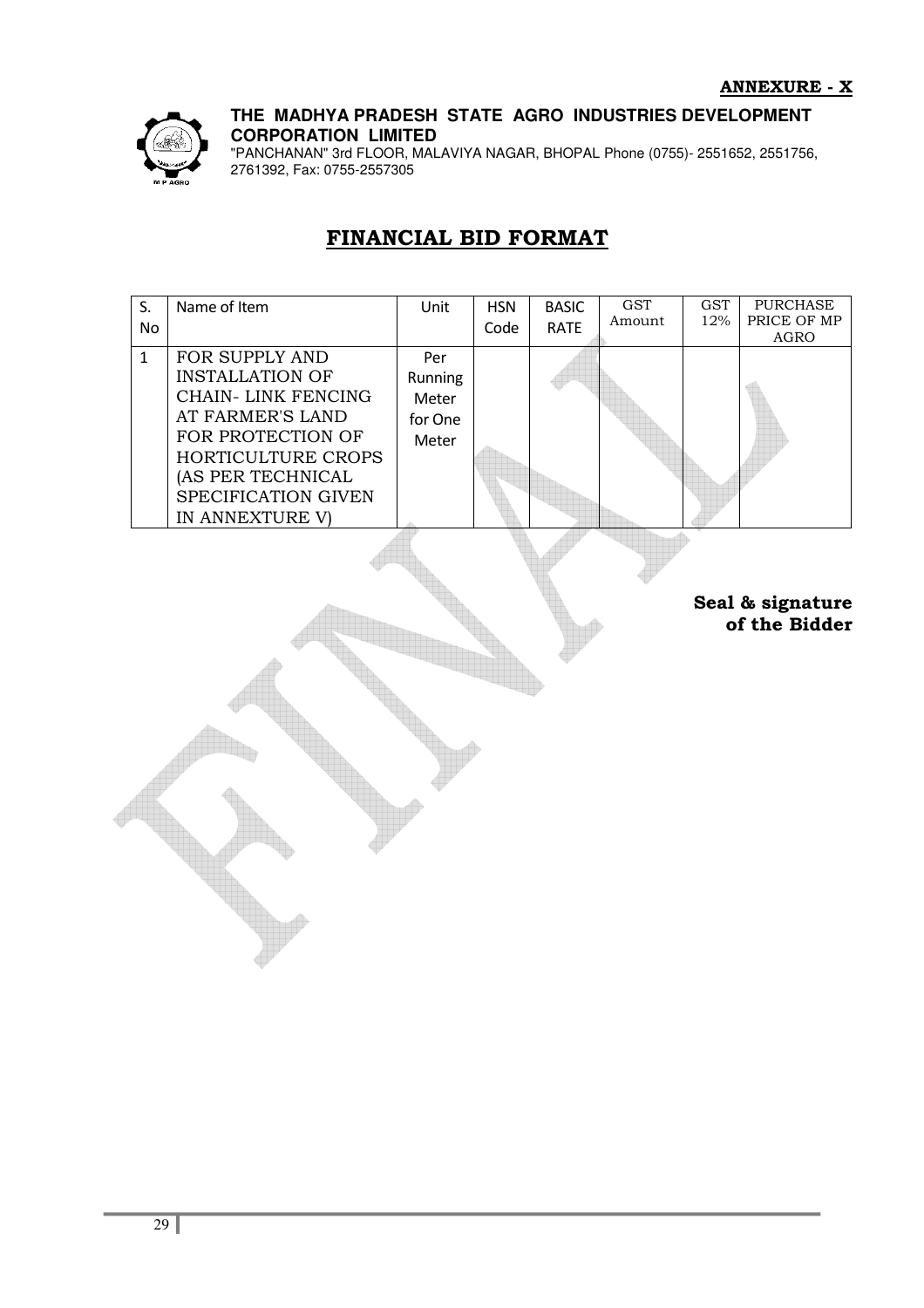**ANNEXURE - X**

**THE MADHYA PRADESH STATE AGRO INDUSTRIES DEVELOPMENT CORPORATION LIMITED**

"PANCHANAN" 3rd FLOOR, MALAVIYA NAGAR, BHOPAL Phone (0755)- 2551652, 2551756, 2761392, Fax: 0755-2557305

# FINANCIAL BID FORMAT

| S. No | Name of Item | Unit | HSN Code | BASIC RATE | GST Amount | GST 12% | PURCHASE PRICE OF MP AGRO |
|---|---|---|---|---|---|---|---|
| 1 | FOR SUPPLY AND INSTALLATION OF CHAIN- LINK FENCING AT FARMER'S LAND FOR PROTECTION OF HORTICULTURE CROPS (AS PER TECHNICAL SPECIFICATION GIVEN IN ANNEXTURE V) | Per Running Meter for One Meter | | | | | |

**Seal & signature of the Bidder**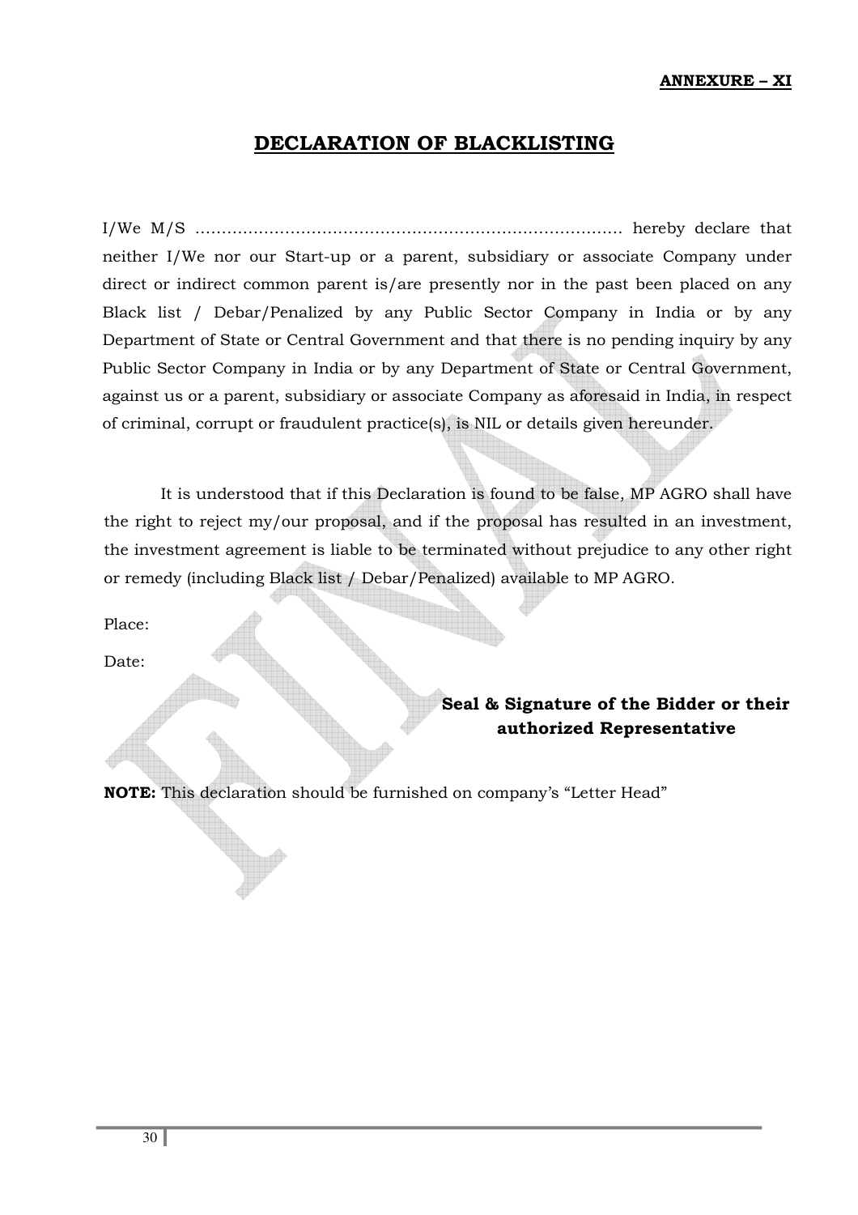**ANNEXURE – XI**

# DECLARATION OF BLACKLISTING

I/We M/S ……………………………………………………………………… hereby declare that neither I/We nor our Start-up or a parent, subsidiary or associate Company under direct or indirect common parent is/are presently nor in the past been placed on any Black list / Debar/Penalized by any Public Sector Company in India or by any Department of State or Central Government and that there is no pending inquiry by any Public Sector Company in India or by any Department of State or Central Government, against us or a parent, subsidiary or associate Company as aforesaid in India, in respect of criminal, corrupt or fraudulent practice(s), is NIL or details given hereunder.

It is understood that if this Declaration is found to be false, MP AGRO shall have the right to reject my/our proposal, and if the proposal has resulted in an investment, the investment agreement is liable to be terminated without prejudice to any other right or remedy (including Black list / Debar/Penalized) available to MP AGRO.

Place:

Date:

**Seal & Signature of the Bidder or their authorized Representative**

**NOTE:** This declaration should be furnished on company's "Letter Head"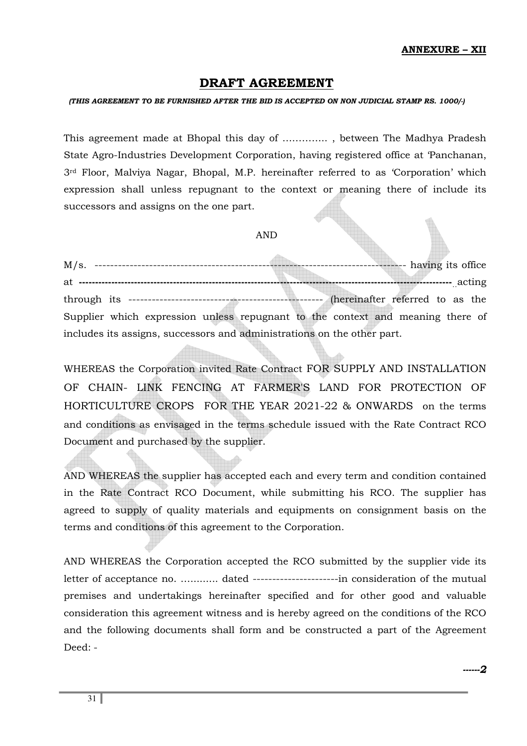**ANNEXURE – XII**

# DRAFT AGREEMENT

***(THIS AGREEMENT TO BE FURNISHED AFTER THE BID IS ACCEPTED ON NON JUDICIAL STAMP RS. 1000/-)***

This agreement made at Bhopal this day of ………….. , between The Madhya Pradesh State Agro-Industries Development Corporation, having registered office at 'Panchanan, 3rd Floor, Malviya Nagar, Bhopal, M.P. hereinafter referred to as 'Corporation' which expression shall unless repugnant to the context or meaning there of include its successors and assigns on the one part.

AND

M/s. ------------------------------------------------------------------------------ having its office at **------------------------------------------------------------------------------------------------------------------** acting through its -------------------------------------------------- (hereinafter referred to as the Supplier which expression unless repugnant to the context and meaning there of includes its assigns, successors and administrations on the other part.

WHEREAS the Corporation invited Rate Contract FOR SUPPLY AND INSTALLATION OF CHAIN- LINK FENCING AT FARMER'S LAND FOR PROTECTION OF HORTICULTURE CROPS FOR THE YEAR 2021-22 & ONWARDS on the terms and conditions as envisaged in the terms schedule issued with the Rate Contract RCO Document and purchased by the supplier.

AND WHEREAS the supplier has accepted each and every term and condition contained in the Rate Contract RCO Document, while submitting his RCO. The supplier has agreed to supply of quality materials and equipments on consignment basis on the terms and conditions of this agreement to the Corporation.

AND WHEREAS the Corporation accepted the RCO submitted by the supplier vide its letter of acceptance no. ………… dated ----------------------in consideration of the mutual premises and undertakings hereinafter specified and for other good and valuable consideration this agreement witness and is hereby agreed on the conditions of the RCO and the following documents shall form and be constructed a part of the Agreement Deed: -

***------2***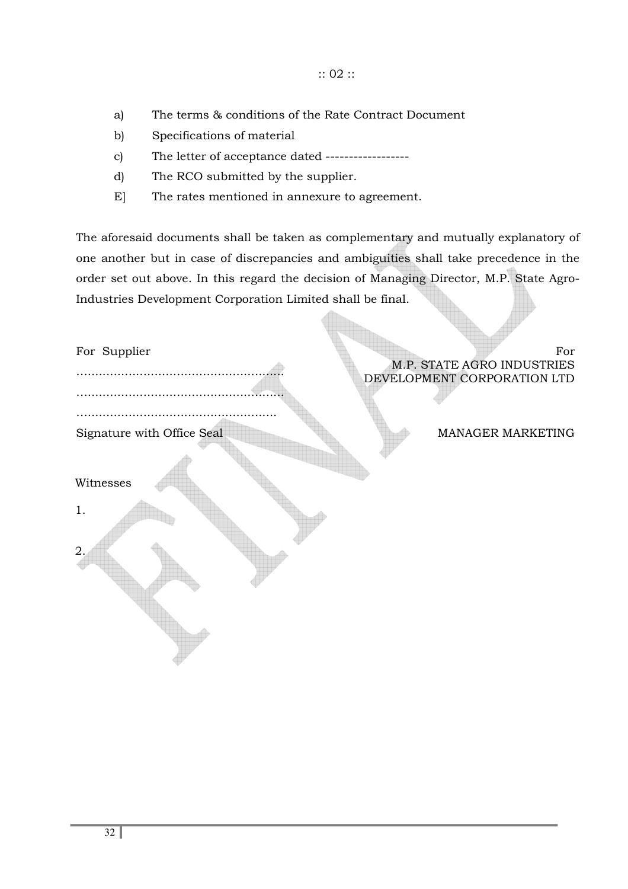:: 02 ::

a) The terms & conditions of the Rate Contract Document

b) Specifications of material

c) The letter of acceptance dated ------------------

d) The RCO submitted by the supplier.

E] The rates mentioned in annexure to agreement.

The aforesaid documents shall be taken as complementary and mutually explanatory of one another but in case of discrepancies and ambiguities shall take precedence in the order set out above. In this regard the decision of Managing Director, M.P. State Agro-Industries Development Corporation Limited shall be final.

For Supplier

………………………………………………

………………………………………………

………………………………………………

Signature with Office Seal

For
M.P. STATE AGRO INDUSTRIES
DEVELOPMENT CORPORATION LTD

MANAGER MARKETING

Witnesses

1.

2.